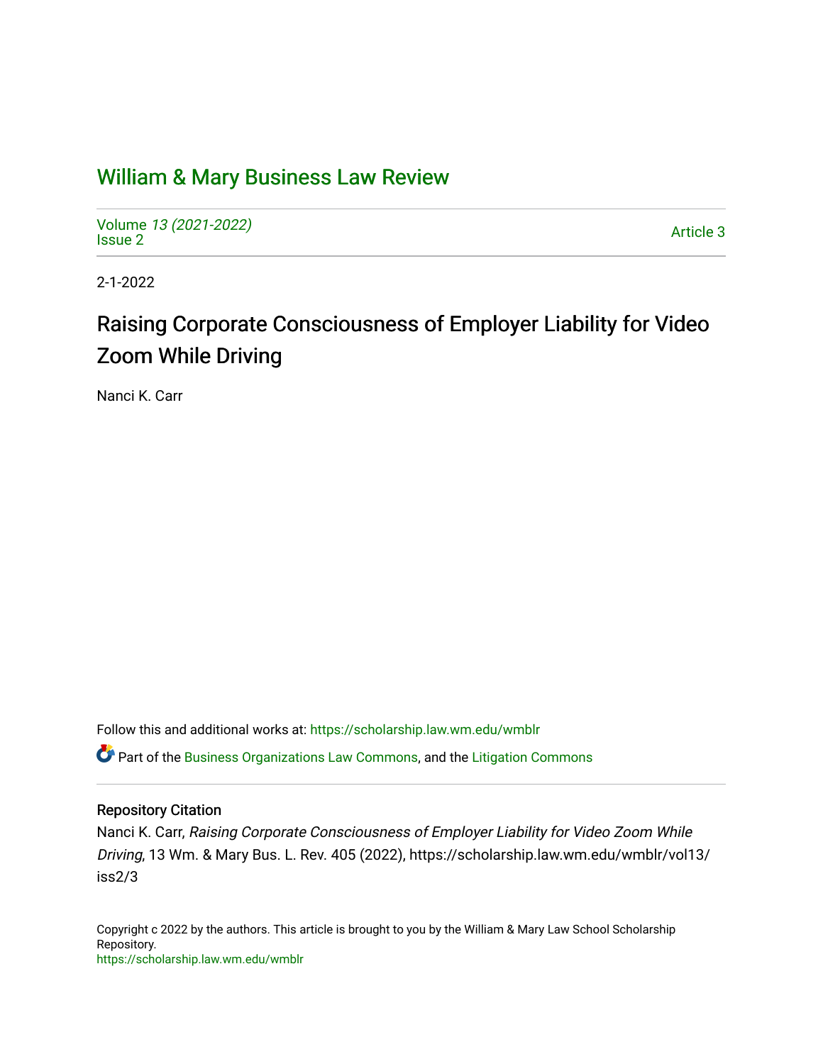# William & Mary Business Law Review

Volume *13 (2021-2022)*
Issue 2

Article 3

2-1-2022

## Raising Corporate Consciousness of Employer Liability for Video Zoom While Driving

Nanci K. Carr

Follow this and additional works at: https://scholarship.law.wm.edu/wmblr

Part of the Business Organizations Law Commons, and the Litigation Commons

### Repository Citation

Nanci K. Carr, *Raising Corporate Consciousness of Employer Liability for Video Zoom While Driving*, 13 Wm. & Mary Bus. L. Rev. 405 (2022), https://scholarship.law.wm.edu/wmblr/vol13/iss2/3

Copyright c 2022 by the authors. This article is brought to you by the William & Mary Law School Scholarship Repository.
https://scholarship.law.wm.edu/wmblr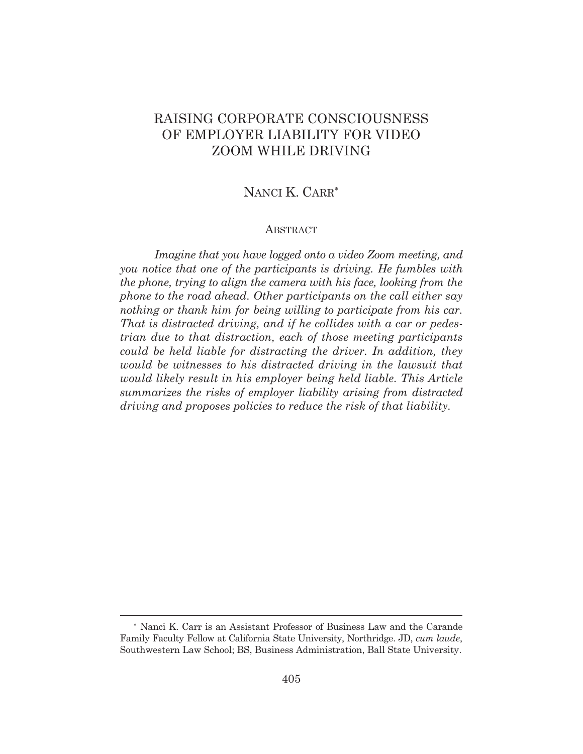# RAISING CORPORATE CONSCIOUSNESS OF EMPLOYER LIABILITY FOR VIDEO ZOOM WHILE DRIVING

NANCI K. CARR*

## ABSTRACT

*Imagine that you have logged onto a video Zoom meeting, and you notice that one of the participants is driving. He fumbles with the phone, trying to align the camera with his face, looking from the phone to the road ahead. Other participants on the call either say nothing or thank him for being willing to participate from his car. That is distracted driving, and if he collides with a car or pedestrian due to that distraction, each of those meeting participants could be held liable for distracting the driver. In addition, they would be witnesses to his distracted driving in the lawsuit that would likely result in his employer being held liable. This Article summarizes the risks of employer liability arising from distracted driving and proposes policies to reduce the risk of that liability.*

---

\* Nanci K. Carr is an Assistant Professor of Business Law and the Carande Family Faculty Fellow at California State University, Northridge. JD, *cum laude*, Southwestern Law School; BS, Business Administration, Ball State University.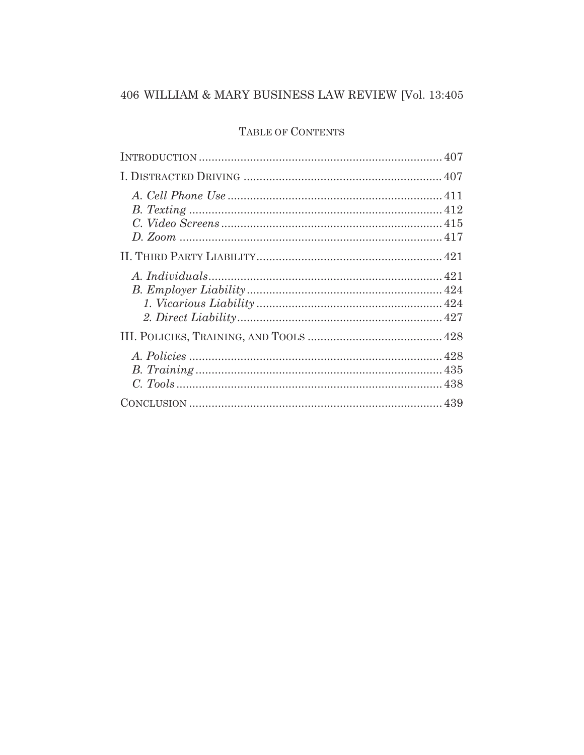## TABLE OF CONTENTS

INTRODUCTION ... 407

I. DISTRACTED DRIVING ... 407

- *A. Cell Phone Use* ... 411
- *B. Texting* ... 412
- *C. Video Screens* ... 415
- *D. Zoom* ... 417

II. THIRD PARTY LIABILITY ... 421

- *A. Individuals* ... 421
- *B. Employer Liability* ... 424
  - *1. Vicarious Liability* ... 424
  - *2. Direct Liability* ... 427

III. POLICIES, TRAINING, AND TOOLS ... 428

- *A. Policies* ... 428
- *B. Training* ... 435
- *C. Tools* ... 438

CONCLUSION ... 439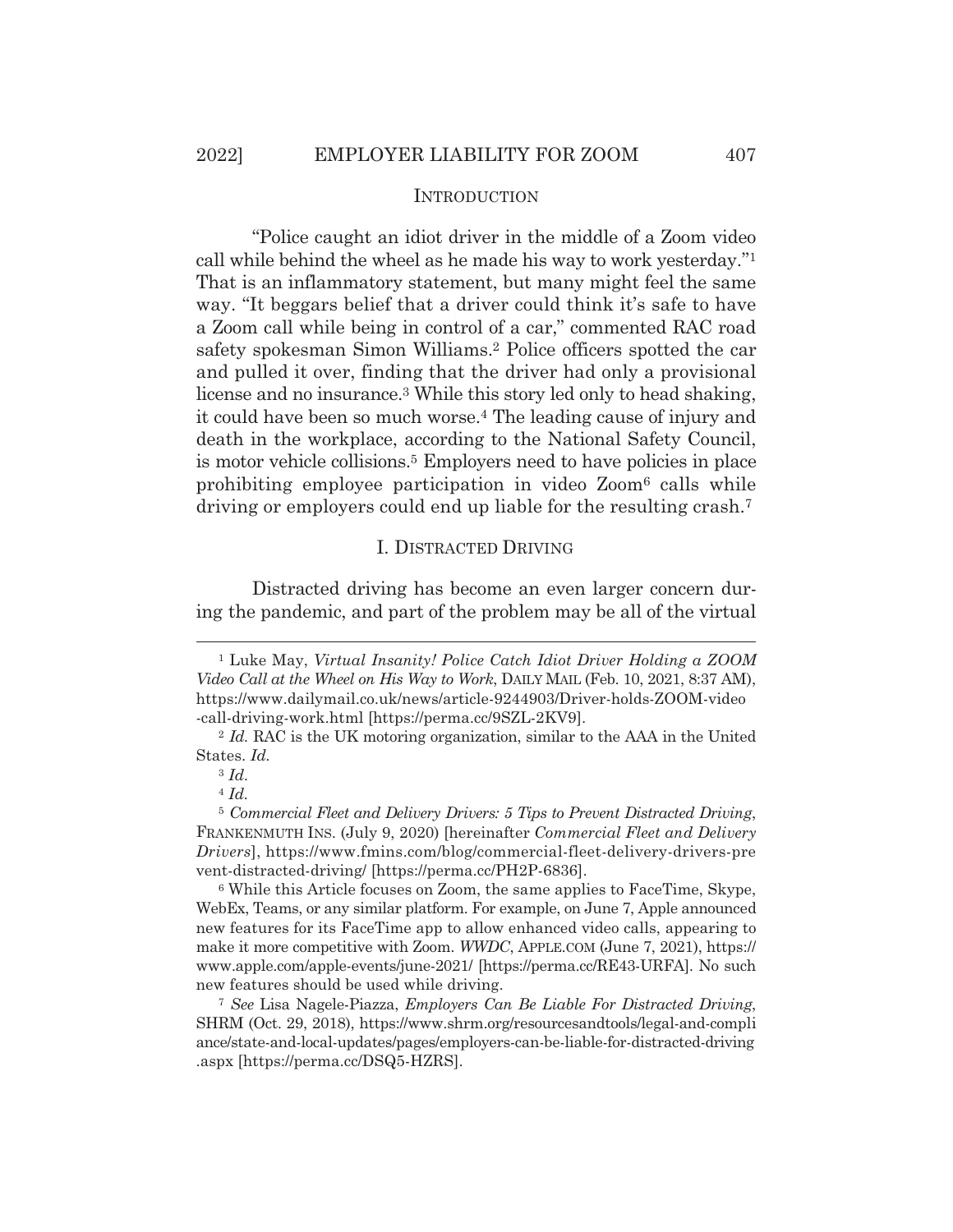## INTRODUCTION

"Police caught an idiot driver in the middle of a Zoom video call while behind the wheel as he made his way to work yesterday."[1] That is an inflammatory statement, but many might feel the same way. "It beggars belief that a driver could think it's safe to have a Zoom call while being in control of a car," commented RAC road safety spokesman Simon Williams.[2] Police officers spotted the car and pulled it over, finding that the driver had only a provisional license and no insurance.[3] While this story led only to head shaking, it could have been so much worse.[4] The leading cause of injury and death in the workplace, according to the National Safety Council, is motor vehicle collisions.[5] Employers need to have policies in place prohibiting employee participation in video Zoom[6] calls while driving or employers could end up liable for the resulting crash.[7]

## I. DISTRACTED DRIVING

Distracted driving has become an even larger concern during the pandemic, and part of the problem may be all of the virtual

---

[1] Luke May, *Virtual Insanity! Police Catch Idiot Driver Holding a ZOOM Video Call at the Wheel on His Way to Work*, DAILY MAIL (Feb. 10, 2021, 8:37 AM), https://www.dailymail.co.uk/news/article-9244903/Driver-holds-ZOOM-video-call-driving-work.html [https://perma.cc/9SZL-2KV9].

[2] *Id.* RAC is the UK motoring organization, similar to the AAA in the United States. *Id.*

[3] *Id.*

[4] *Id.*

[5] *Commercial Fleet and Delivery Drivers: 5 Tips to Prevent Distracted Driving*, FRANKENMUTH INS. (July 9, 2020) [hereinafter *Commercial Fleet and Delivery Drivers*], https://www.fmins.com/blog/commercial-fleet-delivery-drivers-prevent-distracted-driving/ [https://perma.cc/PH2P-6836].

[6] While this Article focuses on Zoom, the same applies to FaceTime, Skype, WebEx, Teams, or any similar platform. For example, on June 7, Apple announced new features for its FaceTime app to allow enhanced video calls, appearing to make it more competitive with Zoom. *WWDC*, APPLE.COM (June 7, 2021), https://www.apple.com/apple-events/june-2021/ [https://perma.cc/RE43-URFA]. No such new features should be used while driving.

[7] *See* Lisa Nagele-Piazza, *Employers Can Be Liable For Distracted Driving*, SHRM (Oct. 29, 2018), https://www.shrm.org/resourcesandtools/legal-and-compliance/state-and-local-updates/pages/employers-can-be-liable-for-distracted-driving.aspx [https://perma.cc/DSQ5-HZRS].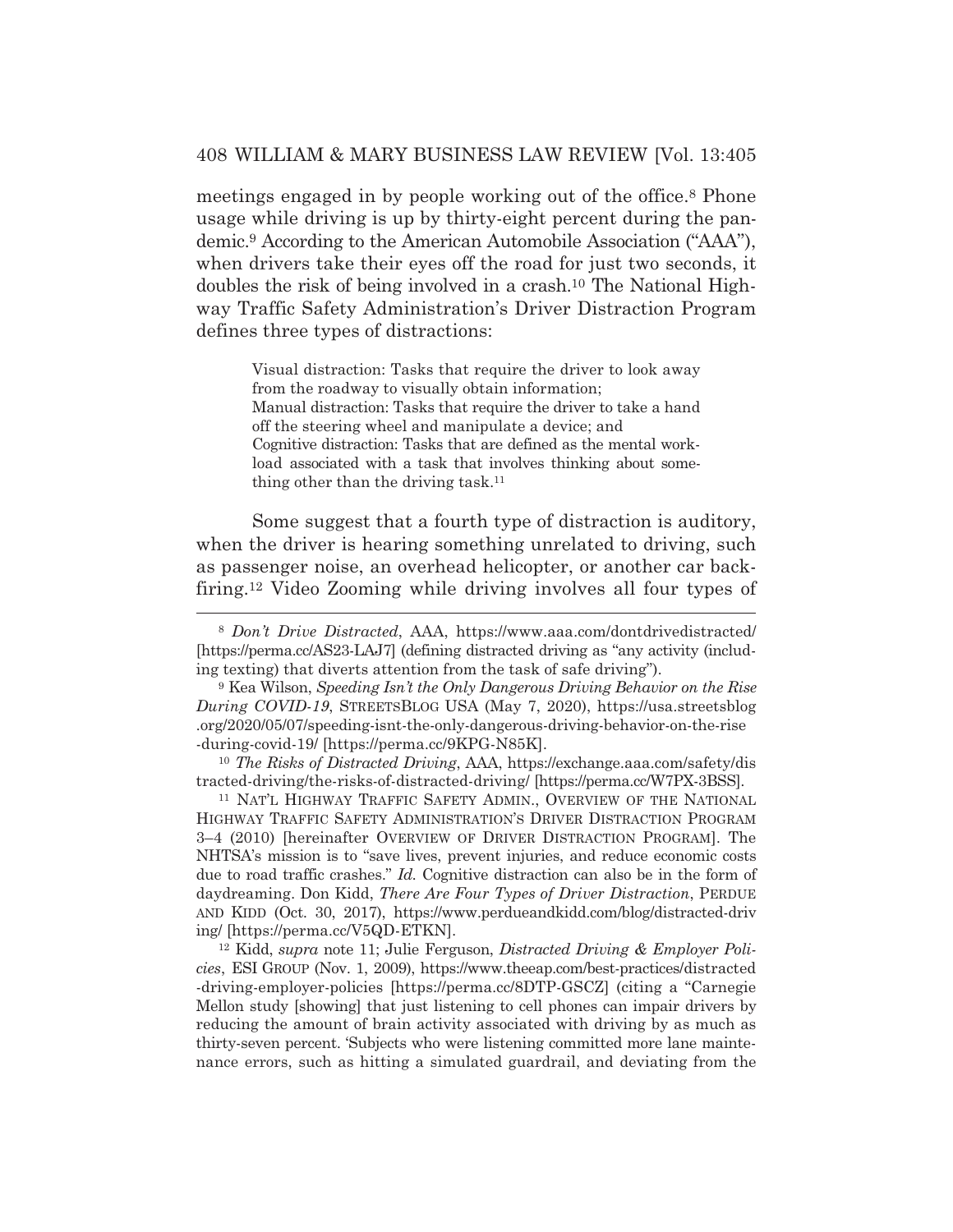meetings engaged in by people working out of the office.[8] Phone usage while driving is up by thirty-eight percent during the pandemic.[9] According to the American Automobile Association ("AAA"), when drivers take their eyes off the road for just two seconds, it doubles the risk of being involved in a crash.[10] The National Highway Traffic Safety Administration's Driver Distraction Program defines three types of distractions:

> Visual distraction: Tasks that require the driver to look away from the roadway to visually obtain information;
> Manual distraction: Tasks that require the driver to take a hand off the steering wheel and manipulate a device; and
> Cognitive distraction: Tasks that are defined as the mental workload associated with a task that involves thinking about something other than the driving task.[11]

Some suggest that a fourth type of distraction is auditory, when the driver is hearing something unrelated to driving, such as passenger noise, an overhead helicopter, or another car backfiring.[12] Video Zooming while driving involves all four types of

---

[8] *Don't Drive Distracted*, AAA, https://www.aaa.com/dontdrivedistracted/ [https://perma.cc/AS23-LAJ7] (defining distracted driving as "any activity (including texting) that diverts attention from the task of safe driving").

[9] Kea Wilson, *Speeding Isn't the Only Dangerous Driving Behavior on the Rise During COVID-19*, STREETSBLOG USA (May 7, 2020), https://usa.streetsblog.org/2020/05/07/speeding-isnt-the-only-dangerous-driving-behavior-on-the-rise-during-covid-19/ [https://perma.cc/9KPG-N85K].

[10] *The Risks of Distracted Driving*, AAA, https://exchange.aaa.com/safety/distracted-driving/the-risks-of-distracted-driving/ [https://perma.cc/W7PX-3BSS].

[11] NAT'L HIGHWAY TRAFFIC SAFETY ADMIN., OVERVIEW OF THE NATIONAL HIGHWAY TRAFFIC SAFETY ADMINISTRATION'S DRIVER DISTRACTION PROGRAM 3–4 (2010) [hereinafter OVERVIEW OF DRIVER DISTRACTION PROGRAM]. The NHTSA's mission is to "save lives, prevent injuries, and reduce economic costs due to road traffic crashes." *Id.* Cognitive distraction can also be in the form of daydreaming. Don Kidd, *There Are Four Types of Driver Distraction*, PERDUE AND KIDD (Oct. 30, 2017), https://www.perdueandkidd.com/blog/distracted-driving/ [https://perma.cc/V5QD-ETKN].

[12] Kidd, *supra* note 11; Julie Ferguson, *Distracted Driving & Employer Policies*, ESI GROUP (Nov. 1, 2009), https://www.theeap.com/best-practices/distracted-driving-employer-policies [https://perma.cc/8DTP-GSCZ] (citing a "Carnegie Mellon study [showing] that just listening to cell phones can impair drivers by reducing the amount of brain activity associated with driving by as much as thirty-seven percent. 'Subjects who were listening committed more lane maintenance errors, such as hitting a simulated guardrail, and deviating from the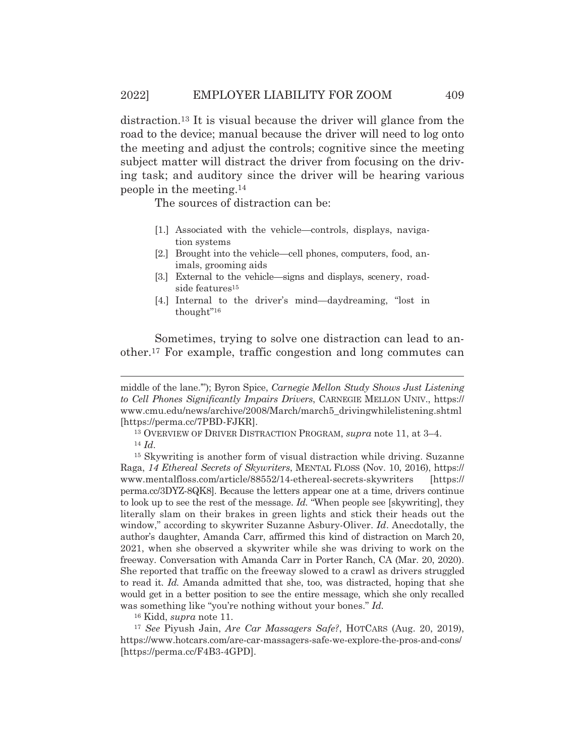distraction.[13] It is visual because the driver will glance from the road to the device; manual because the driver will need to log onto the meeting and adjust the controls; cognitive since the meeting subject matter will distract the driver from focusing on the driving task; and auditory since the driver will be hearing various people in the meeting.[14]

The sources of distraction can be:

> [1.] Associated with the vehicle—controls, displays, navigation systems
> [2.] Brought into the vehicle—cell phones, computers, food, animals, grooming aids
> [3.] External to the vehicle—signs and displays, scenery, roadside features[15]
> [4.] Internal to the driver's mind—daydreaming, "lost in thought"[16]

Sometimes, trying to solve one distraction can lead to another.[17] For example, traffic congestion and long commutes can

---

middle of the lane.'"); Byron Spice, *Carnegie Mellon Study Shows Just Listening to Cell Phones Significantly Impairs Drivers*, CARNEGIE MELLON UNIV., https://www.cmu.edu/news/archive/2008/March/march5_drivingwhilelistening.shtml [https://perma.cc/7PBD-FJKR].

[13] OVERVIEW OF DRIVER DISTRACTION PROGRAM, *supra* note 11, at 3–4.

[14] *Id.*

[15] Skywriting is another form of visual distraction while driving. Suzanne Raga, *14 Ethereal Secrets of Skywriters*, MENTAL FLOSS (Nov. 10, 2016), https://www.mentalfloss.com/article/88552/14-ethereal-secrets-skywriters [https://perma.cc/3DYZ-8QK8]. Because the letters appear one at a time, drivers continue to look up to see the rest of the message. *Id.* "When people see [skywriting], they literally slam on their brakes in green lights and stick their heads out the window," according to skywriter Suzanne Asbury-Oliver. *Id*. Anecdotally, the author's daughter, Amanda Carr, affirmed this kind of distraction on March 20, 2021, when she observed a skywriter while she was driving to work on the freeway. Conversation with Amanda Carr in Porter Ranch, CA (Mar. 20, 2020). She reported that traffic on the freeway slowed to a crawl as drivers struggled to read it. *Id.* Amanda admitted that she, too, was distracted, hoping that she would get in a better position to see the entire message, which she only recalled was something like "you're nothing without your bones." *Id.*

[16] Kidd, *supra* note 11.

[17] *See* Piyush Jain, *Are Car Massagers Safe?*, HOTCARS (Aug. 20, 2019), https://www.hotcars.com/are-car-massagers-safe-we-explore-the-pros-and-cons/ [https://perma.cc/F4B3-4GPD].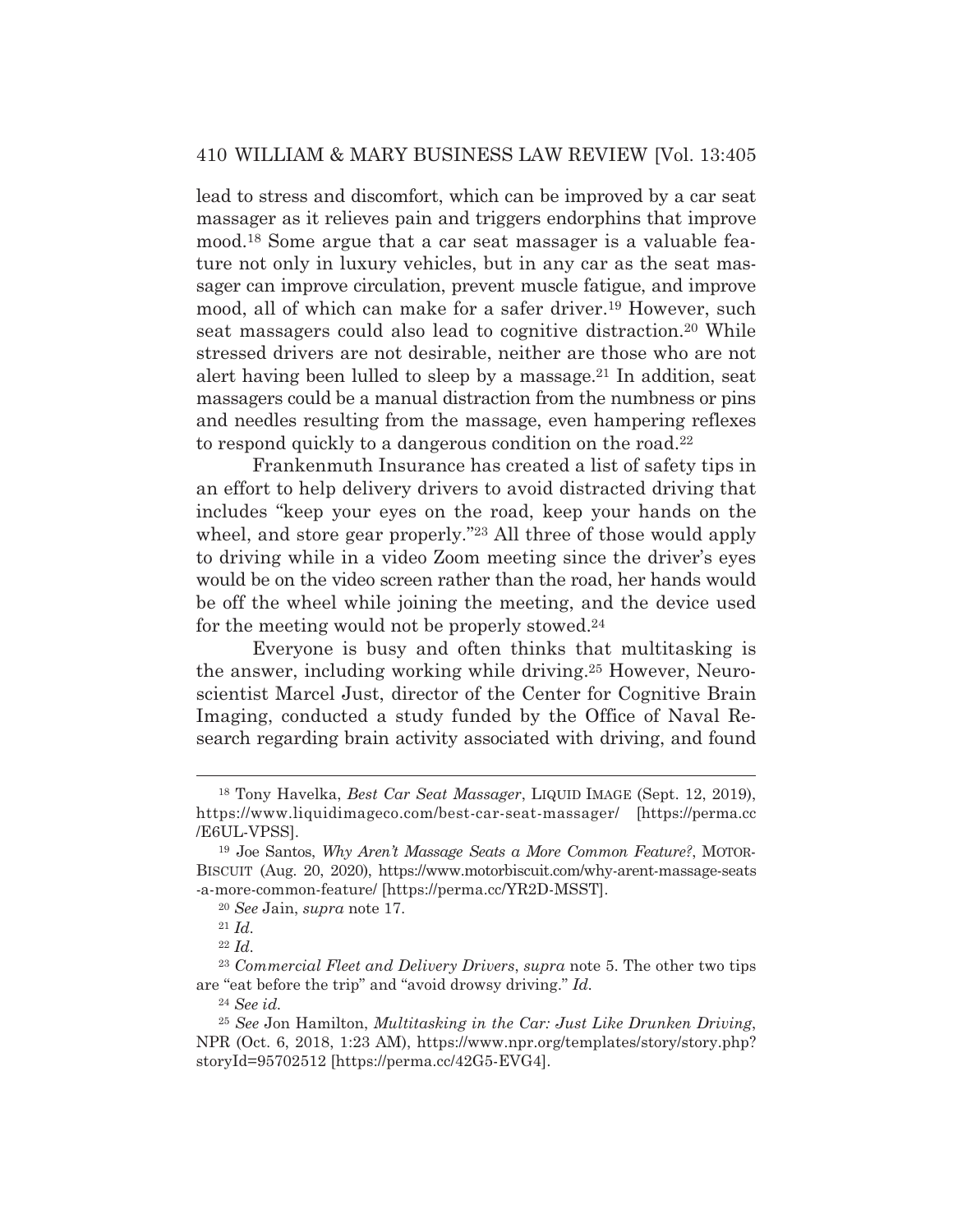lead to stress and discomfort, which can be improved by a car seat massager as it relieves pain and triggers endorphins that improve mood.[18] Some argue that a car seat massager is a valuable feature not only in luxury vehicles, but in any car as the seat massager can improve circulation, prevent muscle fatigue, and improve mood, all of which can make for a safer driver.[19] However, such seat massagers could also lead to cognitive distraction.[20] While stressed drivers are not desirable, neither are those who are not alert having been lulled to sleep by a massage.[21] In addition, seat massagers could be a manual distraction from the numbness or pins and needles resulting from the massage, even hampering reflexes to respond quickly to a dangerous condition on the road.[22]

Frankenmuth Insurance has created a list of safety tips in an effort to help delivery drivers to avoid distracted driving that includes "keep your eyes on the road, keep your hands on the wheel, and store gear properly."[23] All three of those would apply to driving while in a video Zoom meeting since the driver's eyes would be on the video screen rather than the road, her hands would be off the wheel while joining the meeting, and the device used for the meeting would not be properly stowed.[24]

Everyone is busy and often thinks that multitasking is the answer, including working while driving.[25] However, Neuroscientist Marcel Just, director of the Center for Cognitive Brain Imaging, conducted a study funded by the Office of Naval Research regarding brain activity associated with driving, and found

---

[18] Tony Havelka, *Best Car Seat Massager*, LIQUID IMAGE (Sept. 12, 2019), https://www.liquidimageco.com/best-car-seat-massager/ [https://perma.cc/E6UL-VPSS].

[19] Joe Santos, *Why Aren't Massage Seats a More Common Feature?*, MOTORBISCUIT (Aug. 20, 2020), https://www.motorbiscuit.com/why-arent-massage-seats-a-more-common-feature/ [https://perma.cc/YR2D-MSST].

[20] *See* Jain, *supra* note 17.

[21] *Id.*

[22] *Id.*

[23] *Commercial Fleet and Delivery Drivers*, *supra* note 5. The other two tips are "eat before the trip" and "avoid drowsy driving." *Id.*

[24] *See id.*

[25] *See* Jon Hamilton, *Multitasking in the Car: Just Like Drunken Driving*, NPR (Oct. 6, 2018, 1:23 AM), https://www.npr.org/templates/story/story.php?storyId=95702512 [https://perma.cc/42G5-EVG4].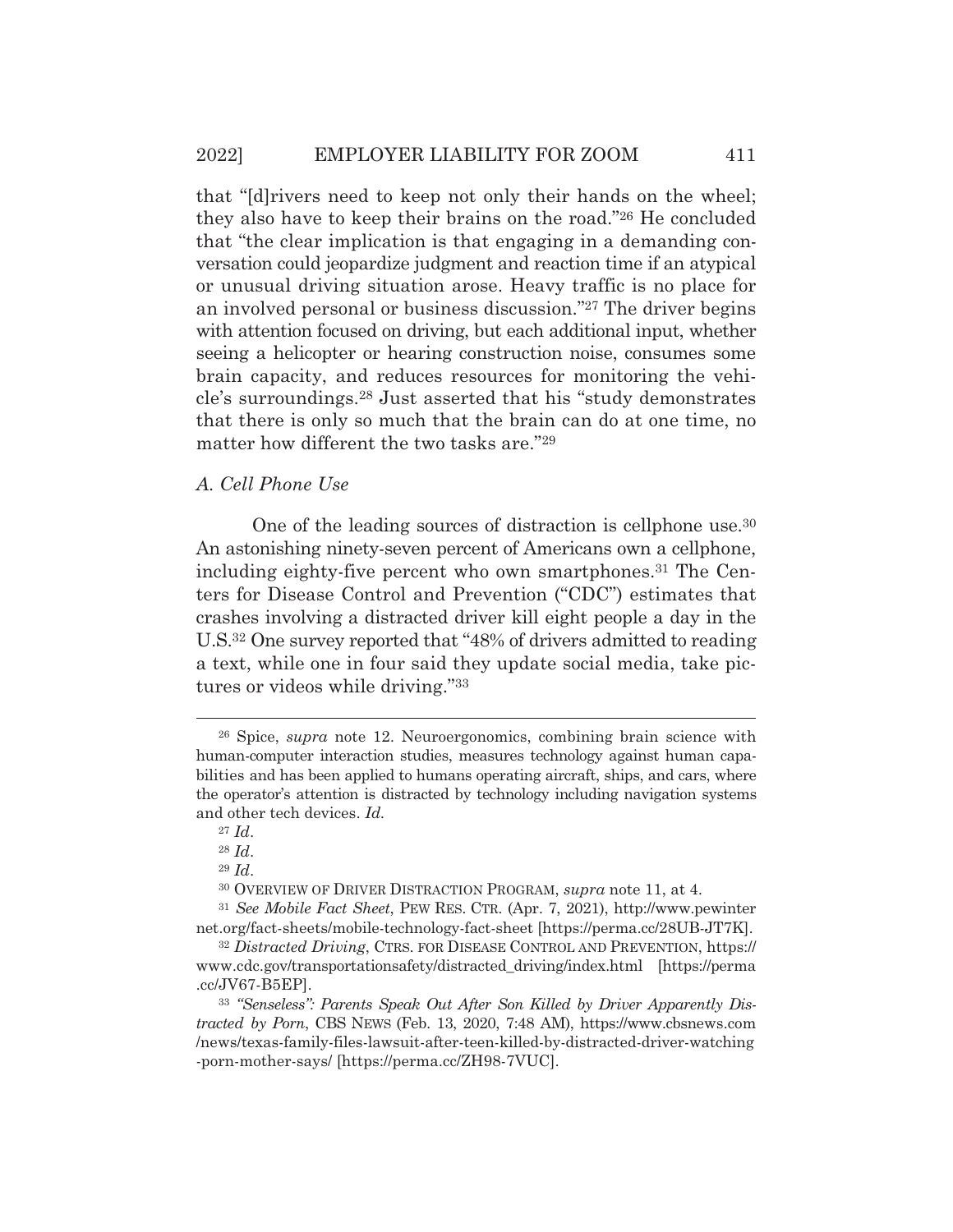that "[d]rivers need to keep not only their hands on the wheel; they also have to keep their brains on the road."[26] He concluded that "the clear implication is that engaging in a demanding conversation could jeopardize judgment and reaction time if an atypical or unusual driving situation arose. Heavy traffic is no place for an involved personal or business discussion."[27] The driver begins with attention focused on driving, but each additional input, whether seeing a helicopter or hearing construction noise, consumes some brain capacity, and reduces resources for monitoring the vehicle's surroundings.[28] Just asserted that his "study demonstrates that there is only so much that the brain can do at one time, no matter how different the two tasks are."[29]

### *A. Cell Phone Use*

One of the leading sources of distraction is cellphone use.[30] An astonishing ninety-seven percent of Americans own a cellphone, including eighty-five percent who own smartphones.[31] The Centers for Disease Control and Prevention ("CDC") estimates that crashes involving a distracted driver kill eight people a day in the U.S.[32] One survey reported that "48% of drivers admitted to reading a text, while one in four said they update social media, take pictures or videos while driving."[33]

---

[26] Spice, *supra* note 12. Neuroergonomics, combining brain science with human-computer interaction studies, measures technology against human capabilities and has been applied to humans operating aircraft, ships, and cars, where the operator's attention is distracted by technology including navigation systems and other tech devices. *Id.*

[27] *Id*.

[28] *Id*.

[29] *Id*.

[30] OVERVIEW OF DRIVER DISTRACTION PROGRAM, *supra* note 11, at 4.

[31] *See Mobile Fact Sheet*, PEW RES. CTR. (Apr. 7, 2021), http://www.pewinternet.org/fact-sheets/mobile-technology-fact-sheet [https://perma.cc/28UB-JT7K].

[32] *Distracted Driving*, CTRS. FOR DISEASE CONTROL AND PREVENTION, https://www.cdc.gov/transportationsafety/distracted_driving/index.html [https://perma.cc/JV67-B5EP].

[33] *"Senseless": Parents Speak Out After Son Killed by Driver Apparently Distracted by Porn*, CBS NEWS (Feb. 13, 2020, 7:48 AM), https://www.cbsnews.com/news/texas-family-files-lawsuit-after-teen-killed-by-distracted-driver-watching-porn-mother-says/ [https://perma.cc/ZH98-7VUC].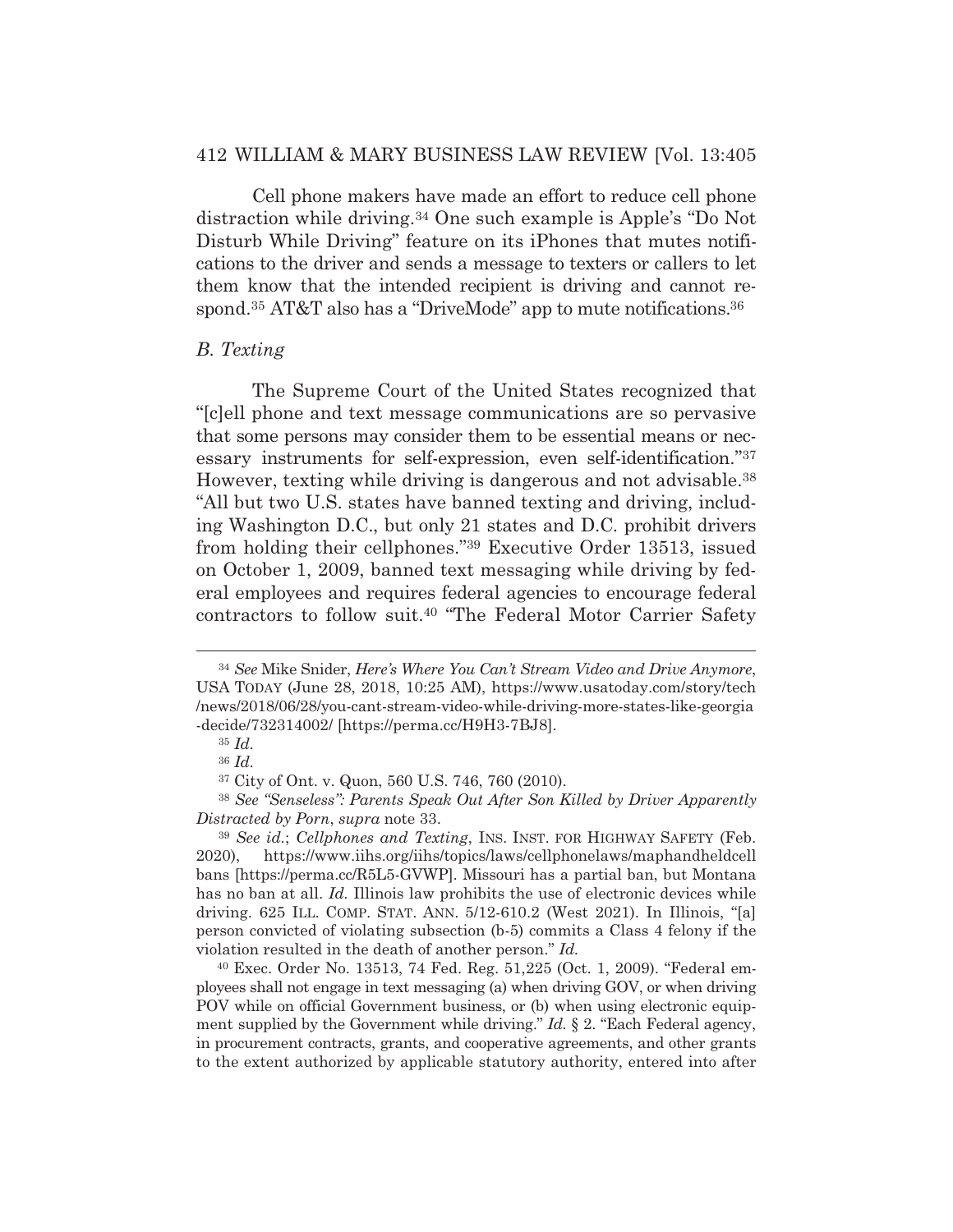Cell phone makers have made an effort to reduce cell phone distraction while driving.[34] One such example is Apple's "Do Not Disturb While Driving" feature on its iPhones that mutes notifications to the driver and sends a message to texters or callers to let them know that the intended recipient is driving and cannot respond.[35] AT&T also has a "DriveMode" app to mute notifications.[36]

### *B. Texting*

The Supreme Court of the United States recognized that "[c]ell phone and text message communications are so pervasive that some persons may consider them to be essential means or necessary instruments for self-expression, even self-identification."[37] However, texting while driving is dangerous and not advisable.[38] "All but two U.S. states have banned texting and driving, including Washington D.C., but only 21 states and D.C. prohibit drivers from holding their cellphones."[39] Executive Order 13513, issued on October 1, 2009, banned text messaging while driving by federal employees and requires federal agencies to encourage federal contractors to follow suit.[40] "The Federal Motor Carrier Safety

---

[34] *See* Mike Snider, *Here's Where You Can't Stream Video and Drive Anymore*, USA TODAY (June 28, 2018, 10:25 AM), https://www.usatoday.com/story/tech/news/2018/06/28/you-cant-stream-video-while-driving-more-states-like-georgia-decide/732314002/ [https://perma.cc/H9H3-7BJ8].

[35] *Id.*

[36] *Id.*

[37] City of Ont. v. Quon, 560 U.S. 746, 760 (2010).

[38] *See "Senseless": Parents Speak Out After Son Killed by Driver Apparently Distracted by Porn*, *supra* note 33.

[39] *See id.*; *Cellphones and Texting*, INS. INST. FOR HIGHWAY SAFETY (Feb. 2020), https://www.iihs.org/iihs/topics/laws/cellphonelaws/maphandheldcellbans [https://perma.cc/R5L5-GVWP]. Missouri has a partial ban, but Montana has no ban at all. *Id.* Illinois law prohibits the use of electronic devices while driving. 625 ILL. COMP. STAT. ANN. 5/12-610.2 (West 2021). In Illinois, "[a] person convicted of violating subsection (b-5) commits a Class 4 felony if the violation resulted in the death of another person." *Id.*

[40] Exec. Order No. 13513, 74 Fed. Reg. 51,225 (Oct. 1, 2009). "Federal employees shall not engage in text messaging (a) when driving GOV, or when driving POV while on official Government business, or (b) when using electronic equipment supplied by the Government while driving." *Id.* § 2. "Each Federal agency, in procurement contracts, grants, and cooperative agreements, and other grants to the extent authorized by applicable statutory authority, entered into after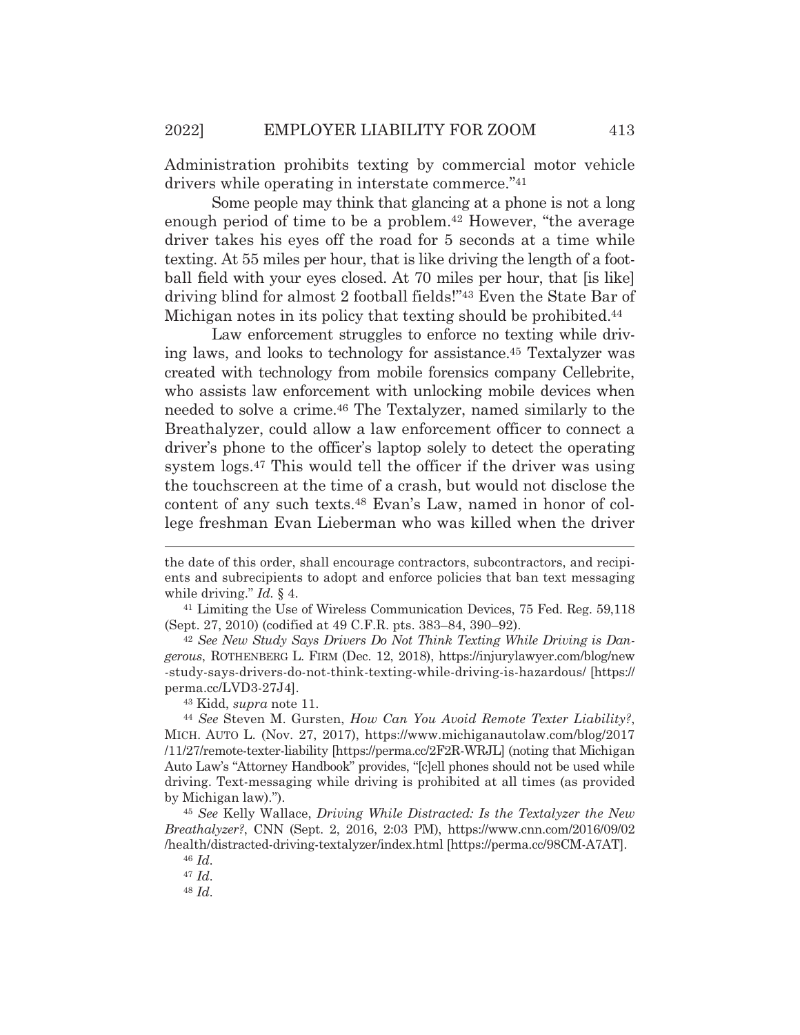Administration prohibits texting by commercial motor vehicle drivers while operating in interstate commerce."[41]

Some people may think that glancing at a phone is not a long enough period of time to be a problem.[42] However, "the average driver takes his eyes off the road for 5 seconds at a time while texting. At 55 miles per hour, that is like driving the length of a football field with your eyes closed. At 70 miles per hour, that [is like] driving blind for almost 2 football fields!"[43] Even the State Bar of Michigan notes in its policy that texting should be prohibited.[44]

Law enforcement struggles to enforce no texting while driving laws, and looks to technology for assistance.[45] Textalyzer was created with technology from mobile forensics company Cellebrite, who assists law enforcement with unlocking mobile devices when needed to solve a crime.[46] The Textalyzer, named similarly to the Breathalyzer, could allow a law enforcement officer to connect a driver's phone to the officer's laptop solely to detect the operating system logs.[47] This would tell the officer if the driver was using the touchscreen at the time of a crash, but would not disclose the content of any such texts.[48] Evan's Law, named in honor of college freshman Evan Lieberman who was killed when the driver

---

the date of this order, shall encourage contractors, subcontractors, and recipients and subrecipients to adopt and enforce policies that ban text messaging while driving." *Id.* § 4.

[41] Limiting the Use of Wireless Communication Devices, 75 Fed. Reg. 59,118 (Sept. 27, 2010) (codified at 49 C.F.R. pts. 383–84, 390–92).

[42] *See New Study Says Drivers Do Not Think Texting While Driving is Dangerous*, ROTHENBERG L. FIRM (Dec. 12, 2018), https://injurylawyer.com/blog/new-study-says-drivers-do-not-think-texting-while-driving-is-hazardous/ [https://perma.cc/LVD3-27J4].

[43] Kidd, *supra* note 11.

[44] *See* Steven M. Gursten, *How Can You Avoid Remote Texter Liability?*, MICH. AUTO L. (Nov. 27, 2017), https://www.michiganautolaw.com/blog/2017/11/27/remote-texter-liability [https://perma.cc/2F2R-WRJL] (noting that Michigan Auto Law's "Attorney Handbook" provides, "[c]ell phones should not be used while driving. Text-messaging while driving is prohibited at all times (as provided by Michigan law).").

[45] *See* Kelly Wallace, *Driving While Distracted: Is the Textalyzer the New Breathalyzer?*, CNN (Sept. 2, 2016, 2:03 PM), https://www.cnn.com/2016/09/02/health/distracted-driving-textalyzer/index.html [https://perma.cc/98CM-A7AT].

[46] *Id.*

[47] *Id.*

[48] *Id.*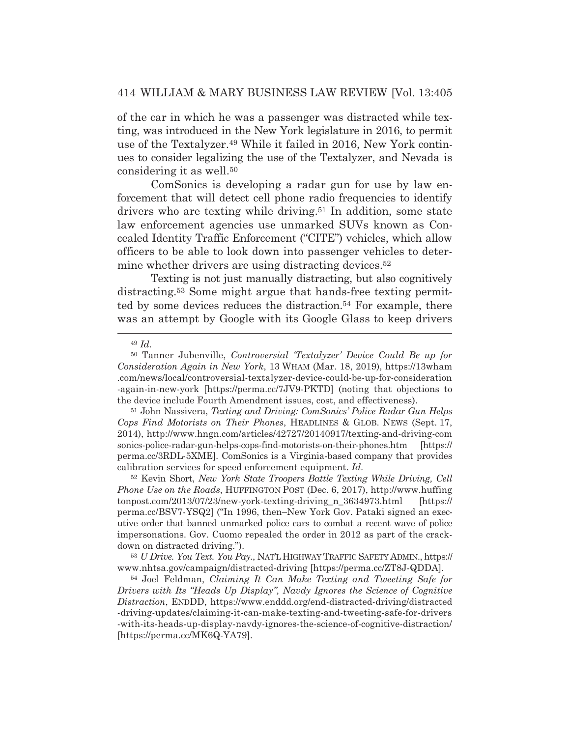of the car in which he was a passenger was distracted while texting, was introduced in the New York legislature in 2016, to permit use of the Textalyzer.[49] While it failed in 2016, New York continues to consider legalizing the use of the Textalyzer, and Nevada is considering it as well.[50]

ComSonics is developing a radar gun for use by law enforcement that will detect cell phone radio frequencies to identify drivers who are texting while driving.[51] In addition, some state law enforcement agencies use unmarked SUVs known as Concealed Identity Traffic Enforcement ("CITE") vehicles, which allow officers to be able to look down into passenger vehicles to determine whether drivers are using distracting devices.[52]

Texting is not just manually distracting, but also cognitively distracting.[53] Some might argue that hands-free texting permitted by some devices reduces the distraction.[54] For example, there was an attempt by Google with its Google Glass to keep drivers

---

[49] *Id.*

[50] Tanner Jubenville, *Controversial 'Textalyzer' Device Could Be up for Consideration Again in New York*, 13 WHAM (Mar. 18, 2019), https://13wham.com/news/local/controversial-textalyzer-device-could-be-up-for-consideration-again-in-new-york [https://perma.cc/7JV9-PKTD] (noting that objections to the device include Fourth Amendment issues, cost, and effectiveness).

[51] John Nassivera, *Texting and Driving: ComSonics' Police Radar Gun Helps Cops Find Motorists on Their Phones*, HEADLINES & GLOB. NEWS (Sept. 17, 2014), http://www.hngn.com/articles/42727/20140917/texting-and-driving-comsonics-police-radar-gun-helps-cops-find-motorists-on-their-phones.htm [https://perma.cc/3RDL-5XME]. ComSonics is a Virginia-based company that provides calibration services for speed enforcement equipment. *Id.*

[52] Kevin Short, *New York State Troopers Battle Texting While Driving, Cell Phone Use on the Roads*, HUFFINGTON POST (Dec. 6, 2017), http://www.huffingtonpost.com/2013/07/23/new-york-texting-driving_n_3634973.html [https://perma.cc/BSV7-YSQ2] ("In 1996, then–New York Gov. Pataki signed an executive order that banned unmarked police cars to combat a recent wave of police impersonations. Gov. Cuomo repealed the order in 2012 as part of the crackdown on distracted driving.").

[53] *U Drive. You Text. You Pay.*, NAT'L HIGHWAY TRAFFIC SAFETY ADMIN., https://www.nhtsa.gov/campaign/distracted-driving [https://perma.cc/ZT8J-QDDA].

[54] Joel Feldman, *Claiming It Can Make Texting and Tweeting Safe for Drivers with Its "Heads Up Display", Navdy Ignores the Science of Cognitive Distraction*, ENDDD, https://www.enddd.org/end-distracted-driving/distracted-driving-updates/claiming-it-can-make-texting-and-tweeting-safe-for-drivers-with-its-heads-up-display-navdy-ignores-the-science-of-cognitive-distraction/ [https://perma.cc/MK6Q-YA79].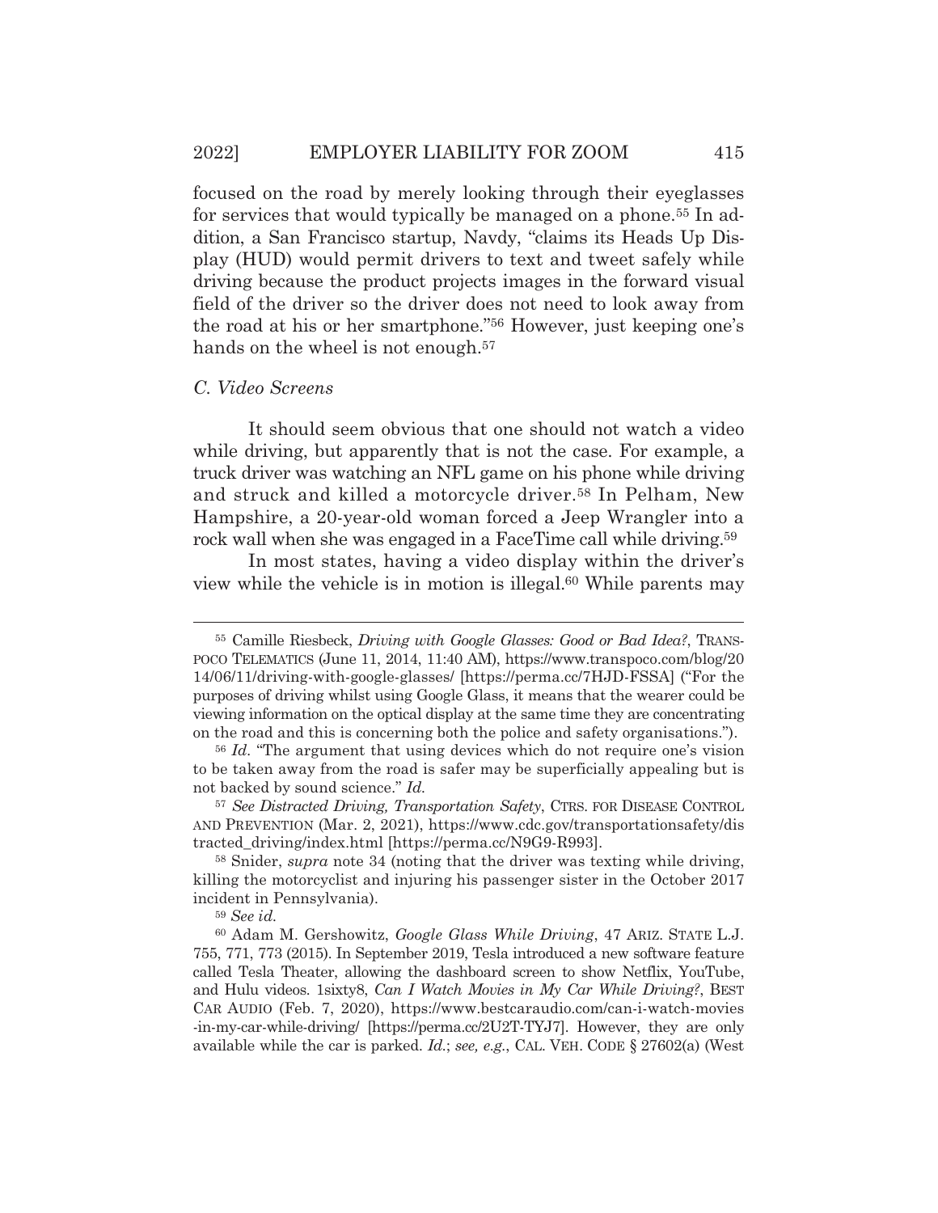focused on the road by merely looking through their eyeglasses for services that would typically be managed on a phone.[55] In addition, a San Francisco startup, Navdy, "claims its Heads Up Display (HUD) would permit drivers to text and tweet safely while driving because the product projects images in the forward visual field of the driver so the driver does not need to look away from the road at his or her smartphone."[56] However, just keeping one's hands on the wheel is not enough.[57]

### *C. Video Screens*

It should seem obvious that one should not watch a video while driving, but apparently that is not the case. For example, a truck driver was watching an NFL game on his phone while driving and struck and killed a motorcycle driver.[58] In Pelham, New Hampshire, a 20-year-old woman forced a Jeep Wrangler into a rock wall when she was engaged in a FaceTime call while driving.[59]

In most states, having a video display within the driver's view while the vehicle is in motion is illegal.[60] While parents may

---

[55] Camille Riesbeck, *Driving with Google Glasses: Good or Bad Idea?*, TRANSPOCO TELEMATICS (June 11, 2014, 11:40 AM), https://www.transpoco.com/blog/2014/06/11/driving-with-google-glasses/ [https://perma.cc/7HJD-FSSA] ("For the purposes of driving whilst using Google Glass, it means that the wearer could be viewing information on the optical display at the same time they are concentrating on the road and this is concerning both the police and safety organisations.").

[56] *Id.* "The argument that using devices which do not require one's vision to be taken away from the road is safer may be superficially appealing but is not backed by sound science." *Id.*

[57] *See Distracted Driving, Transportation Safety*, CTRS. FOR DISEASE CONTROL AND PREVENTION (Mar. 2, 2021), https://www.cdc.gov/transportationsafety/distracted_driving/index.html [https://perma.cc/N9G9-R993].

[58] Snider, *supra* note 34 (noting that the driver was texting while driving, killing the motorcyclist and injuring his passenger sister in the October 2017 incident in Pennsylvania).

[59] *See id.*

[60] Adam M. Gershowitz, *Google Glass While Driving*, 47 ARIZ. STATE L.J. 755, 771, 773 (2015). In September 2019, Tesla introduced a new software feature called Tesla Theater, allowing the dashboard screen to show Netflix, YouTube, and Hulu videos. 1sixty8, *Can I Watch Movies in My Car While Driving?*, BEST CAR AUDIO (Feb. 7, 2020), https://www.bestcaraudio.com/can-i-watch-movies-in-my-car-while-driving/ [https://perma.cc/2U2T-TYJ7]. However, they are only available while the car is parked. *Id.*; *see, e.g.*, CAL. VEH. CODE § 27602(a) (West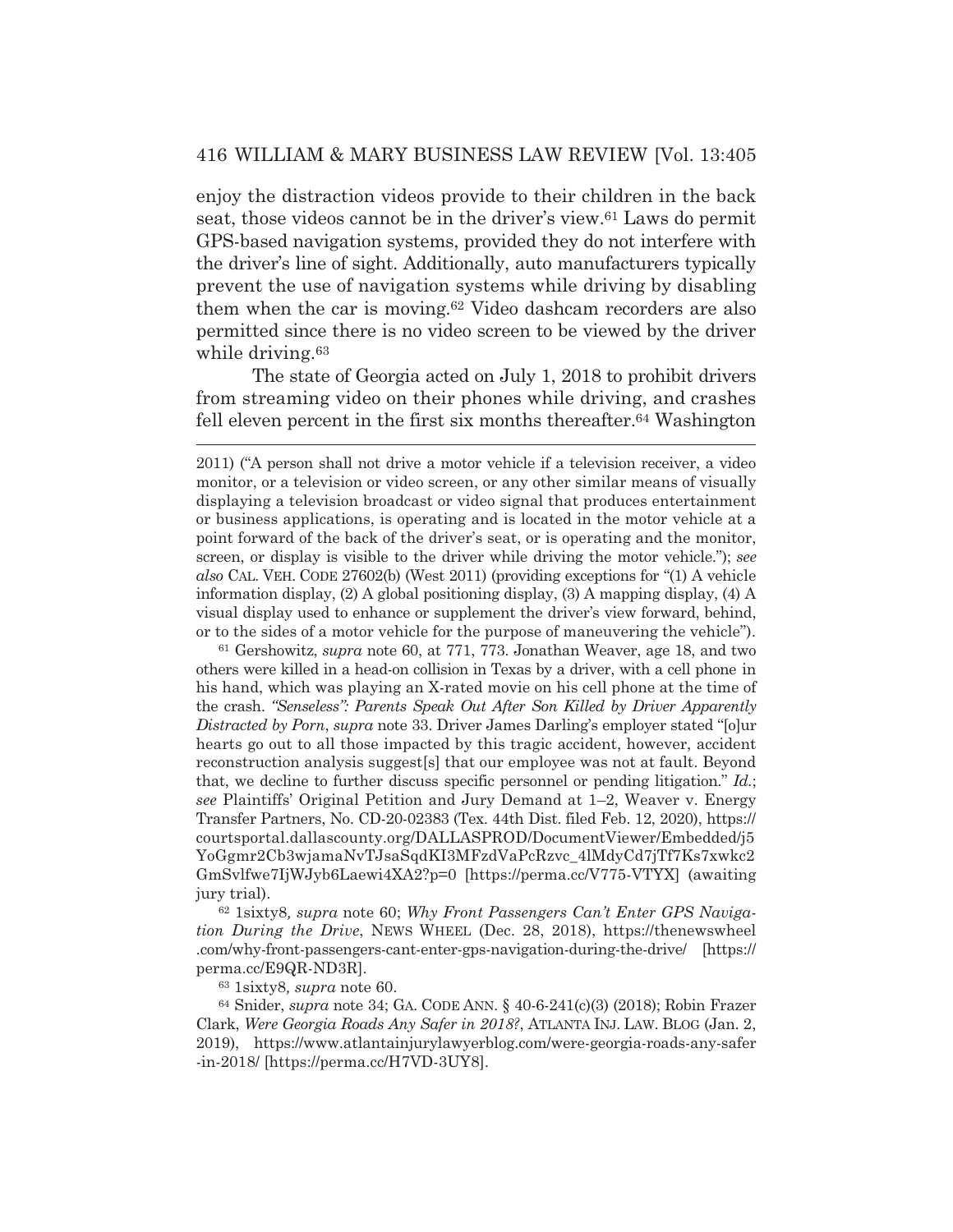enjoy the distraction videos provide to their children in the back seat, those videos cannot be in the driver's view.[61] Laws do permit GPS-based navigation systems, provided they do not interfere with the driver's line of sight. Additionally, auto manufacturers typically prevent the use of navigation systems while driving by disabling them when the car is moving.[62] Video dashcam recorders are also permitted since there is no video screen to be viewed by the driver while driving.[63]

The state of Georgia acted on July 1, 2018 to prohibit drivers from streaming video on their phones while driving, and crashes fell eleven percent in the first six months thereafter.[64] Washington

---

2011) ("A person shall not drive a motor vehicle if a television receiver, a video monitor, or a television or video screen, or any other similar means of visually displaying a television broadcast or video signal that produces entertainment or business applications, is operating and is located in the motor vehicle at a point forward of the back of the driver's seat, or is operating and the monitor, screen, or display is visible to the driver while driving the motor vehicle."); *see also* CAL. VEH. CODE 27602(b) (West 2011) (providing exceptions for "(1) A vehicle information display, (2) A global positioning display, (3) A mapping display, (4) A visual display used to enhance or supplement the driver's view forward, behind, or to the sides of a motor vehicle for the purpose of maneuvering the vehicle").

[61] Gershowitz, *supra* note 60, at 771, 773. Jonathan Weaver, age 18, and two others were killed in a head-on collision in Texas by a driver, with a cell phone in his hand, which was playing an X-rated movie on his cell phone at the time of the crash. *"Senseless": Parents Speak Out After Son Killed by Driver Apparently Distracted by Porn*, *supra* note 33. Driver James Darling's employer stated "[o]ur hearts go out to all those impacted by this tragic accident, however, accident reconstruction analysis suggest[s] that our employee was not at fault. Beyond that, we decline to further discuss specific personnel or pending litigation." *Id.*; *see* Plaintiffs' Original Petition and Jury Demand at 1–2, Weaver v. Energy Transfer Partners, No. CD-20-02383 (Tex. 44th Dist. filed Feb. 12, 2020), https://courtsportal.dallascounty.org/DALLASPROD/DocumentViewer/Embedded/j5YoGgmr2Cb3wjamaNvTJsaSqdKI3MFzdVaPcRzvc_4lMdyCd7jTf7Ks7xwkc2GmSvlfwe7IjWJyb6Laewi4XA2?p=0 [https://perma.cc/V775-VTYX] (awaiting jury trial).

[62] 1sixty8*, supra* note 60; *Why Front Passengers Can't Enter GPS Navigation During the Drive*, NEWS WHEEL (Dec. 28, 2018), https://thenewswheel.com/why-front-passengers-cant-enter-gps-navigation-during-the-drive/ [https://perma.cc/E9QR-ND3R].

[63] 1sixty8*, supra* note 60.

[64] Snider, *supra* note 34; GA. CODE ANN. § 40-6-241(c)(3) (2018); Robin Frazer Clark, *Were Georgia Roads Any Safer in 2018?*, ATLANTA INJ. LAW. BLOG (Jan. 2, 2019), https://www.atlantainjurylawyerblog.com/were-georgia-roads-any-safer-in-2018/ [https://perma.cc/H7VD-3UY8].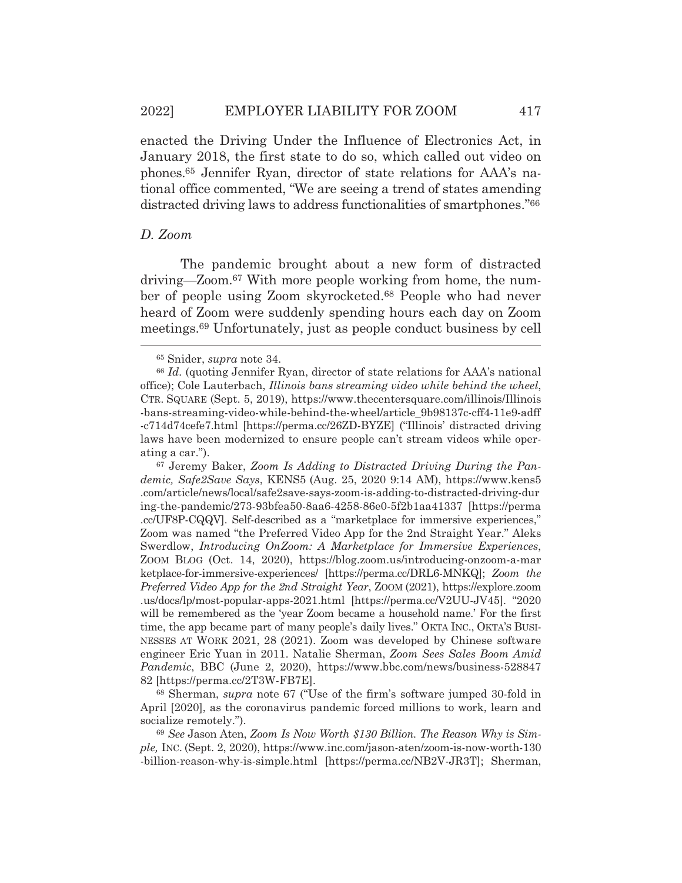enacted the Driving Under the Influence of Electronics Act, in January 2018, the first state to do so, which called out video on phones.[65] Jennifer Ryan, director of state relations for AAA's national office commented, "We are seeing a trend of states amending distracted driving laws to address functionalities of smartphones."[66]

### *D. Zoom*

The pandemic brought about a new form of distracted driving—Zoom.[67] With more people working from home, the number of people using Zoom skyrocketed.[68] People who had never heard of Zoom were suddenly spending hours each day on Zoom meetings.[69] Unfortunately, just as people conduct business by cell

---

[65] Snider, *supra* note 34.

[66] *Id.* (quoting Jennifer Ryan, director of state relations for AAA's national office); Cole Lauterbach, *Illinois bans streaming video while behind the wheel*, CTR. SQUARE (Sept. 5, 2019), https://www.thecentersquare.com/illinois/Illinois-bans-streaming-video-while-behind-the-wheel/article_9b98137c-cff4-11e9-adff-c714d74cefe7.html [https://perma.cc/26ZD-BYZE] ("Illinois' distracted driving laws have been modernized to ensure people can't stream videos while operating a car.").

[67] Jeremy Baker, *Zoom Is Adding to Distracted Driving During the Pandemic, Safe2Save Says*, KENS5 (Aug. 25, 2020 9:14 AM), https://www.kens5.com/article/news/local/safe2save-says-zoom-is-adding-to-distracted-driving-during-the-pandemic/273-93bfea50-8aa6-4258-86e0-5f2b1aa41337 [https://perma.cc/UF8P-CQQV]. Self-described as a "marketplace for immersive experiences," Zoom was named "the Preferred Video App for the 2nd Straight Year." Aleks Swerdlow, *Introducing OnZoom: A Marketplace for Immersive Experiences*, ZOOM BLOG (Oct. 14, 2020), https://blog.zoom.us/introducing-onzoom-a-marketplace-for-immersive-experiences/ [https://perma.cc/DRL6-MNKQ]; *Zoom the Preferred Video App for the 2nd Straight Year*, ZOOM (2021), https://explore.zoom.us/docs/lp/most-popular-apps-2021.html [https://perma.cc/V2UU-JV45]. "2020 will be remembered as the 'year Zoom became a household name.' For the first time, the app became part of many people's daily lives." OKTA INC., OKTA'S BUSINESSES AT WORK 2021, 28 (2021). Zoom was developed by Chinese software engineer Eric Yuan in 2011. Natalie Sherman, *Zoom Sees Sales Boom Amid Pandemic*, BBC (June 2, 2020), https://www.bbc.com/news/business-52884782 [https://perma.cc/2T3W-FB7E].

[68] Sherman, *supra* note 67 ("Use of the firm's software jumped 30-fold in April [2020], as the coronavirus pandemic forced millions to work, learn and socialize remotely.").

[69] *See* Jason Aten, *Zoom Is Now Worth $130 Billion. The Reason Why is Simple,* INC. (Sept. 2, 2020), https://www.inc.com/jason-aten/zoom-is-now-worth-130-billion-reason-why-is-simple.html [https://perma.cc/NB2V-JR3T]; Sherman,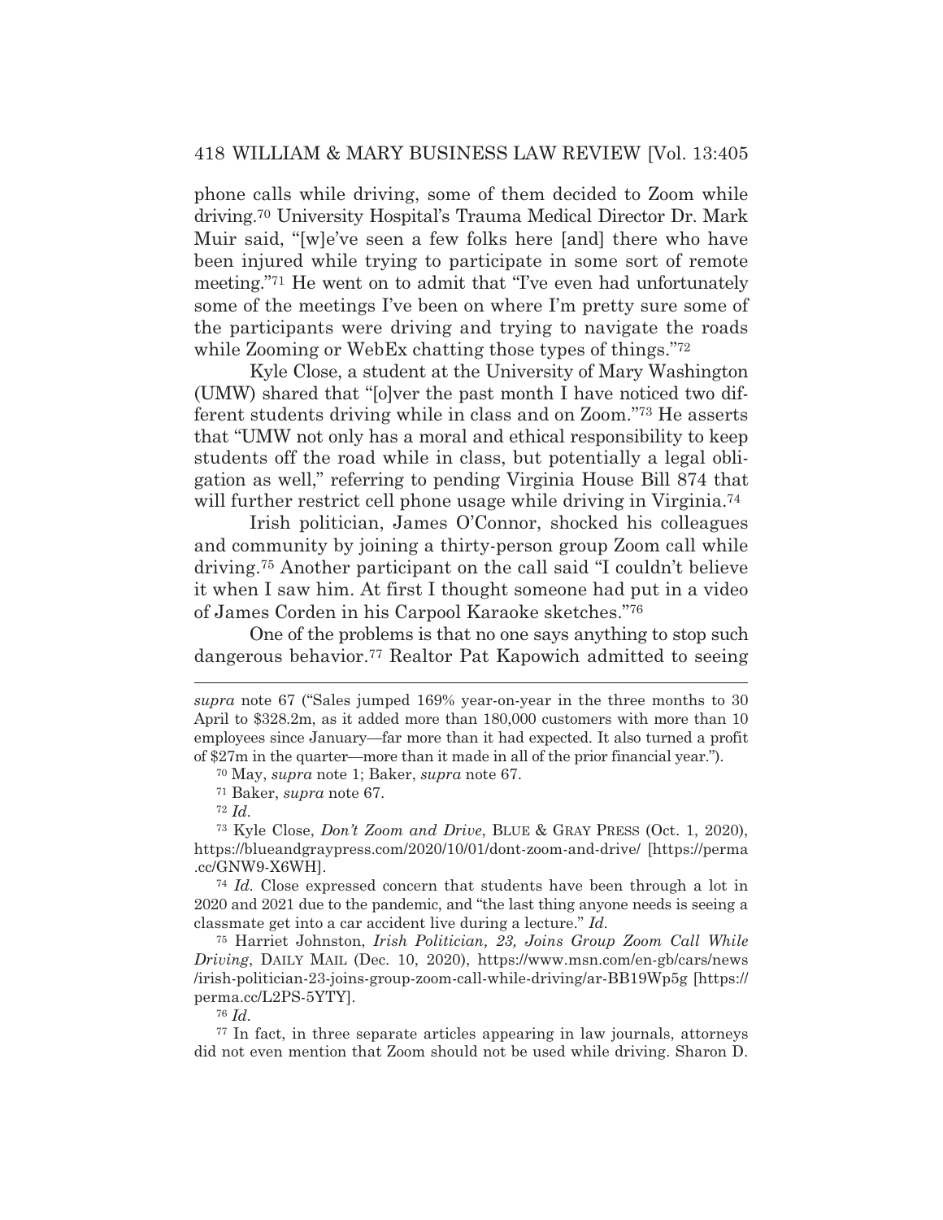phone calls while driving, some of them decided to Zoom while driving.[70] University Hospital's Trauma Medical Director Dr. Mark Muir said, "[w]e've seen a few folks here [and] there who have been injured while trying to participate in some sort of remote meeting."[71] He went on to admit that "I've even had unfortunately some of the meetings I've been on where I'm pretty sure some of the participants were driving and trying to navigate the roads while Zooming or WebEx chatting those types of things."[72]

Kyle Close, a student at the University of Mary Washington (UMW) shared that "[o]ver the past month I have noticed two different students driving while in class and on Zoom."[73] He asserts that "UMW not only has a moral and ethical responsibility to keep students off the road while in class, but potentially a legal obligation as well," referring to pending Virginia House Bill 874 that will further restrict cell phone usage while driving in Virginia.[74]

Irish politician, James O'Connor, shocked his colleagues and community by joining a thirty-person group Zoom call while driving.[75] Another participant on the call said "I couldn't believe it when I saw him. At first I thought someone had put in a video of James Corden in his Carpool Karaoke sketches."[76]

One of the problems is that no one says anything to stop such dangerous behavior.[77] Realtor Pat Kapowich admitted to seeing

---

*supra* note 67 ("Sales jumped 169% year-on-year in the three months to 30 April to $328.2m, as it added more than 180,000 customers with more than 10 employees since January—far more than it had expected. It also turned a profit of $27m in the quarter—more than it made in all of the prior financial year.").

[70] May, *supra* note 1; Baker, *supra* note 67.

[71] Baker, *supra* note 67.

[72] *Id.*

[73] Kyle Close, *Don't Zoom and Drive*, BLUE & GRAY PRESS (Oct. 1, 2020), https://blueandgraypress.com/2020/10/01/dont-zoom-and-drive/ [https://perma.cc/GNW9-X6WH].

[74] *Id.* Close expressed concern that students have been through a lot in 2020 and 2021 due to the pandemic, and "the last thing anyone needs is seeing a classmate get into a car accident live during a lecture." *Id.*

[75] Harriet Johnston, *Irish Politician, 23, Joins Group Zoom Call While Driving*, DAILY MAIL (Dec. 10, 2020), https://www.msn.com/en-gb/cars/news/irish-politician-23-joins-group-zoom-call-while-driving/ar-BB19Wp5g [https://perma.cc/L2PS-5YTY].

[76] *Id.*

[77] In fact, in three separate articles appearing in law journals, attorneys did not even mention that Zoom should not be used while driving. Sharon D.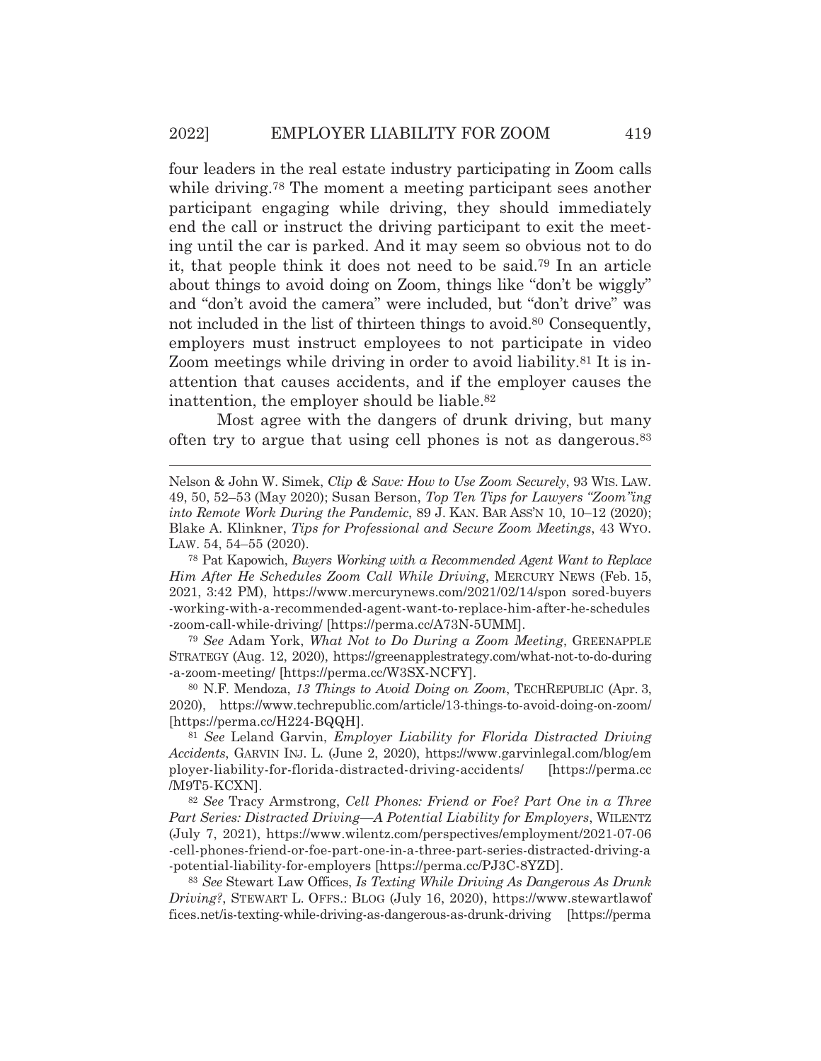four leaders in the real estate industry participating in Zoom calls while driving.[78] The moment a meeting participant sees another participant engaging while driving, they should immediately end the call or instruct the driving participant to exit the meeting until the car is parked. And it may seem so obvious not to do it, that people think it does not need to be said.[79] In an article about things to avoid doing on Zoom, things like "don't be wiggly" and "don't avoid the camera" were included, but "don't drive" was not included in the list of thirteen things to avoid.[80] Consequently, employers must instruct employees to not participate in video Zoom meetings while driving in order to avoid liability.[81] It is inattention that causes accidents, and if the employer causes the inattention, the employer should be liable.[82]

Most agree with the dangers of drunk driving, but many often try to argue that using cell phones is not as dangerous.[83]

---

Nelson & John W. Simek, *Clip & Save: How to Use Zoom Securely*, 93 WIS. LAW. 49, 50, 52–53 (May 2020); Susan Berson, *Top Ten Tips for Lawyers "Zoom"ing into Remote Work During the Pandemic*, 89 J. KAN. BAR ASS'N 10, 10–12 (2020); Blake A. Klinkner, *Tips for Professional and Secure Zoom Meetings*, 43 WYO. LAW. 54, 54–55 (2020).

[78] Pat Kapowich, *Buyers Working with a Recommended Agent Want to Replace Him After He Schedules Zoom Call While Driving*, MERCURY NEWS (Feb. 15, 2021, 3:42 PM), https://www.mercurynews.com/2021/02/14/spon sored-buyers-working-with-a-recommended-agent-want-to-replace-him-after-he-schedules-zoom-call-while-driving/ [https://perma.cc/A73N-5UMM].

[79] *See* Adam York, *What Not to Do During a Zoom Meeting*, GREENAPPLE STRATEGY (Aug. 12, 2020), https://greenapplestrategy.com/what-not-to-do-during-a-zoom-meeting/ [https://perma.cc/W3SX-NCFY].

[80] N.F. Mendoza, *13 Things to Avoid Doing on Zoom*, TECHREPUBLIC (Apr. 3, 2020), https://www.techrepublic.com/article/13-things-to-avoid-doing-on-zoom/ [https://perma.cc/H224-BQQH].

[81] *See* Leland Garvin, *Employer Liability for Florida Distracted Driving Accidents*, GARVIN INJ. L. (June 2, 2020), https://www.garvinlegal.com/blog/employer-liability-for-florida-distracted-driving-accidents/ [https://perma.cc/M9T5-KCXN].

[82] *See* Tracy Armstrong, *Cell Phones: Friend or Foe? Part One in a Three Part Series: Distracted Driving—A Potential Liability for Employers*, WILENTZ (July 7, 2021), https://www.wilentz.com/perspectives/employment/2021-07-06-cell-phones-friend-or-foe-part-one-in-a-three-part-series-distracted-driving-a-potential-liability-for-employers [https://perma.cc/PJ3C-8YZD].

[83] *See* Stewart Law Offices, *Is Texting While Driving As Dangerous As Drunk Driving?*, STEWART L. OFFS.: BLOG (July 16, 2020), https://www.stewartlawoffices.net/is-texting-while-driving-as-dangerous-as-drunk-driving [https://perma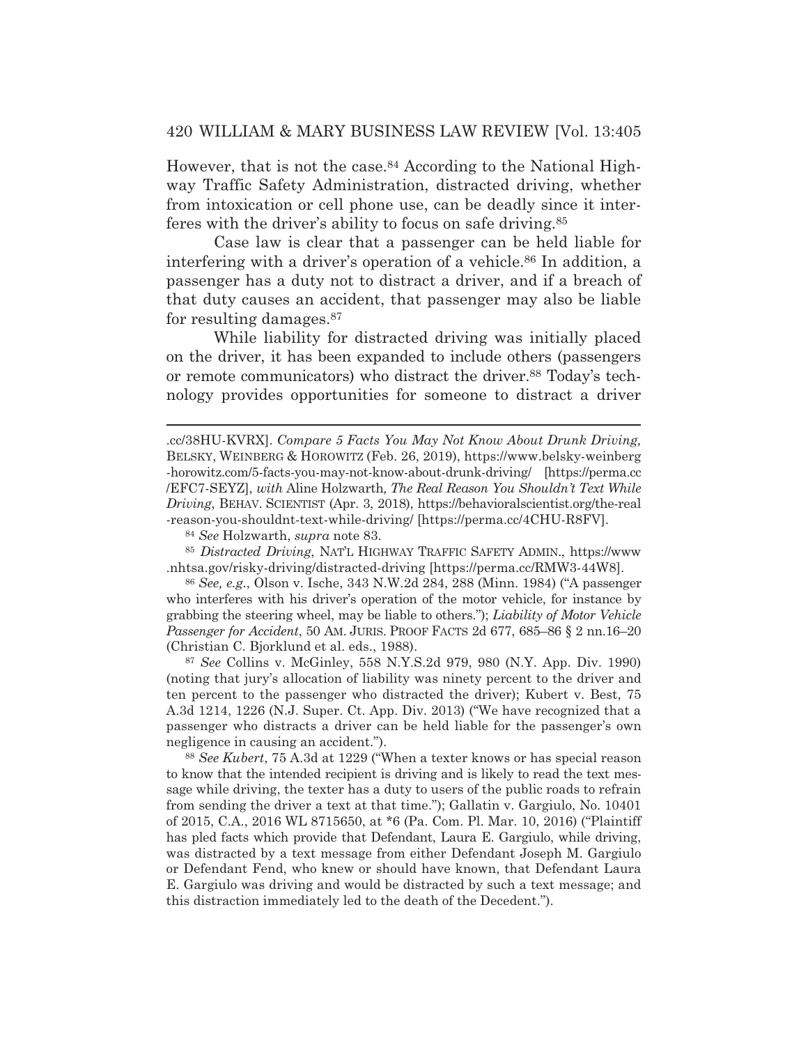However, that is not the case.[84] According to the National Highway Traffic Safety Administration, distracted driving, whether from intoxication or cell phone use, can be deadly since it interferes with the driver's ability to focus on safe driving.[85]

Case law is clear that a passenger can be held liable for interfering with a driver's operation of a vehicle.[86] In addition, a passenger has a duty not to distract a driver, and if a breach of that duty causes an accident, that passenger may also be liable for resulting damages.[87]

While liability for distracted driving was initially placed on the driver, it has been expanded to include others (passengers or remote communicators) who distract the driver.[88] Today's technology provides opportunities for someone to distract a driver

---

.cc/38HU-KVRX]. *Compare 5 Facts You May Not Know About Drunk Driving,* BELSKY, WEINBERG & HOROWITZ (Feb. 26, 2019), https://www.belsky-weinberg-horowitz.com/5-facts-you-may-not-know-about-drunk-driving/ [https://perma.cc/EFC7-SEYZ], *with* Aline Holzwarth*, The Real Reason You Shouldn't Text While Driving*, BEHAV. SCIENTIST (Apr. 3, 2018), https://behavioralscientist.org/the-real-reason-you-shouldnt-text-while-driving/ [https://perma.cc/4CHU-R8FV].

[84] *See* Holzwarth, *supra* note 83.

[85] *Distracted Driving*, NAT'L HIGHWAY TRAFFIC SAFETY ADMIN., https://www.nhtsa.gov/risky-driving/distracted-driving [https://perma.cc/RMW3-44W8].

[86] *See, e.g.*, Olson v. Ische, 343 N.W.2d 284, 288 (Minn. 1984) ("A passenger who interferes with his driver's operation of the motor vehicle, for instance by grabbing the steering wheel, may be liable to others."); *Liability of Motor Vehicle Passenger for Accident*, 50 AM. JURIS. PROOF FACTS 2d 677, 685–86 § 2 nn.16–20 (Christian C. Bjorklund et al. eds., 1988).

[87] *See* Collins v. McGinley, 558 N.Y.S.2d 979, 980 (N.Y. App. Div. 1990) (noting that jury's allocation of liability was ninety percent to the driver and ten percent to the passenger who distracted the driver); Kubert v. Best, 75 A.3d 1214, 1226 (N.J. Super. Ct. App. Div. 2013) ("We have recognized that a passenger who distracts a driver can be held liable for the passenger's own negligence in causing an accident.").

[88] *See Kubert*, 75 A.3d at 1229 ("When a texter knows or has special reason to know that the intended recipient is driving and is likely to read the text message while driving, the texter has a duty to users of the public roads to refrain from sending the driver a text at that time."); Gallatin v. Gargiulo, No. 10401 of 2015, C.A., 2016 WL 8715650, at *6 (Pa. Com. Pl. Mar. 10, 2016) ("Plaintiff has pled facts which provide that Defendant, Laura E. Gargiulo, while driving, was distracted by a text message from either Defendant Joseph M. Gargiulo or Defendant Fend, who knew or should have known, that Defendant Laura E. Gargiulo was driving and would be distracted by such a text message; and this distraction immediately led to the death of the Decedent.").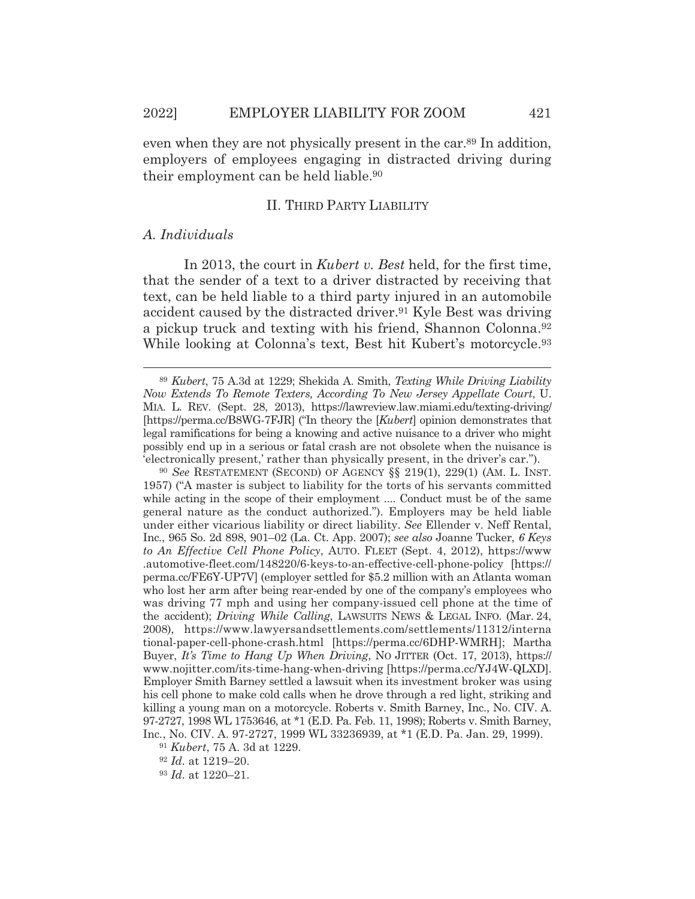even when they are not physically present in the car.[89] In addition, employers of employees engaging in distracted driving during their employment can be held liable.[90]

## II. Third Party Liability

### *A. Individuals*

In 2013, the court in *Kubert v. Best* held, for the first time, that the sender of a text to a driver distracted by receiving that text, can be held liable to a third party injured in an automobile accident caused by the distracted driver.[91] Kyle Best was driving a pickup truck and texting with his friend, Shannon Colonna.[92] While looking at Colonna's text, Best hit Kubert's motorcycle.[93]

---

[89] *Kubert*, 75 A.3d at 1229; Shekida A. Smith, *Texting While Driving Liability Now Extends To Remote Texters, According To New Jersey Appellate Court*, U. MIA. L. REV. (Sept. 28, 2013), https://lawreview.law.miami.edu/texting-driving/ [https://perma.cc/B8WG-7FJR] ("In theory the [*Kubert*] opinion demonstrates that legal ramifications for being a knowing and active nuisance to a driver who might possibly end up in a serious or fatal crash are not obsolete when the nuisance is 'electronically present,' rather than physically present, in the driver's car.").

[90] *See* RESTATEMENT (SECOND) OF AGENCY §§ 219(1), 229(1) (AM. L. INST. 1957) ("A master is subject to liability for the torts of his servants committed while acting in the scope of their employment .... Conduct must be of the same general nature as the conduct authorized."). Employers may be held liable under either vicarious liability or direct liability. *See* Ellender v. Neff Rental, Inc., 965 So. 2d 898, 901–02 (La. Ct. App. 2007); *see also* Joanne Tucker, *6 Keys to An Effective Cell Phone Policy*, AUTO. FLEET (Sept. 4, 2012), https://www.automotive-fleet.com/148220/6-keys-to-an-effective-cell-phone-policy [https://perma.cc/FE6Y-UP7V] (employer settled for $5.2 million with an Atlanta woman who lost her arm after being rear-ended by one of the company's employees who was driving 77 mph and using her company-issued cell phone at the time of the accident); *Driving While Calling*, LAWSUITS NEWS & LEGAL INFO. (Mar. 24, 2008), https://www.lawyersandsettlements.com/settlements/11312/international-paper-cell-phone-crash.html [https://perma.cc/6DHP-WMRH]; Martha Buyer, *It's Time to Hang Up When Driving*, NO JITTER (Oct. 17, 2013), https://www.nojitter.com/its-time-hang-when-driving [https://perma.cc/YJ4W-QLXD]. Employer Smith Barney settled a lawsuit when its investment broker was using his cell phone to make cold calls when he drove through a red light, striking and killing a young man on a motorcycle. Roberts v. Smith Barney, Inc., No. CIV. A. 97-2727, 1998 WL 1753646, at *1 (E.D. Pa. Feb. 11, 1998); Roberts v. Smith Barney, Inc., No. CIV. A. 97-2727, 1999 WL 33236939, at *1 (E.D. Pa. Jan. 29, 1999).

[91] *Kubert*, 75 A. 3d at 1229.

[92] *Id.* at 1219–20.

[93] *Id.* at 1220–21.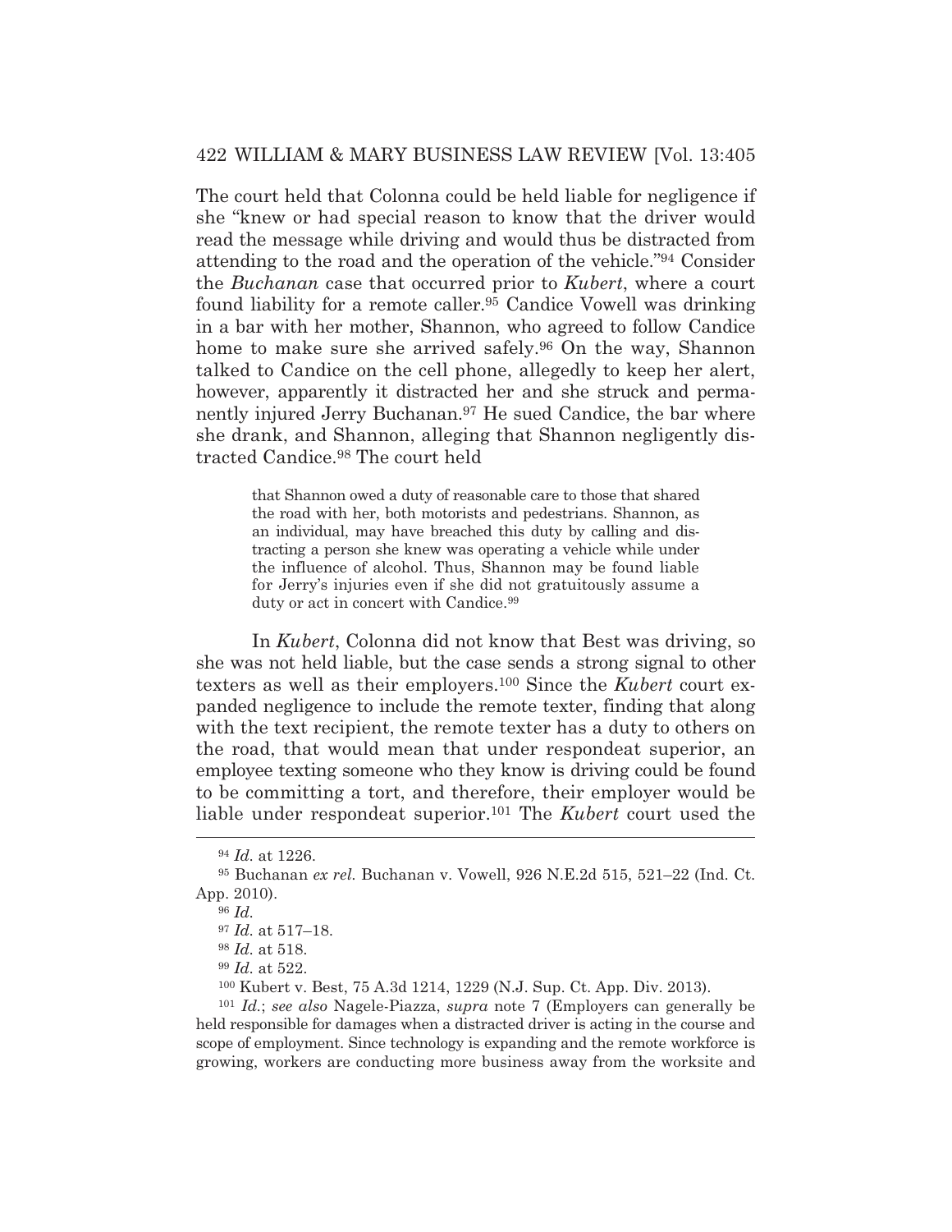The court held that Colonna could be held liable for negligence if she "knew or had special reason to know that the driver would read the message while driving and would thus be distracted from attending to the road and the operation of the vehicle."[94] Consider the *Buchanan* case that occurred prior to *Kubert*, where a court found liability for a remote caller.[95] Candice Vowell was drinking in a bar with her mother, Shannon, who agreed to follow Candice home to make sure she arrived safely.[96] On the way, Shannon talked to Candice on the cell phone, allegedly to keep her alert, however, apparently it distracted her and she struck and permanently injured Jerry Buchanan.[97] He sued Candice, the bar where she drank, and Shannon, alleging that Shannon negligently distracted Candice.[98] The court held

> that Shannon owed a duty of reasonable care to those that shared the road with her, both motorists and pedestrians. Shannon, as an individual, may have breached this duty by calling and distracting a person she knew was operating a vehicle while under the influence of alcohol. Thus, Shannon may be found liable for Jerry's injuries even if she did not gratuitously assume a duty or act in concert with Candice.[99]

In *Kubert*, Colonna did not know that Best was driving, so she was not held liable, but the case sends a strong signal to other texters as well as their employers.[100] Since the *Kubert* court expanded negligence to include the remote texter, finding that along with the text recipient, the remote texter has a duty to others on the road, that would mean that under respondeat superior, an employee texting someone who they know is driving could be found to be committing a tort, and therefore, their employer would be liable under respondeat superior.[101] The *Kubert* court used the

---

[94] *Id.* at 1226.

[95] Buchanan *ex rel.* Buchanan v. Vowell, 926 N.E.2d 515, 521–22 (Ind. Ct. App. 2010).

[96] *Id.*

[97] *Id.* at 517–18.

[98] *Id.* at 518.

[99] *Id.* at 522.

[100] Kubert v. Best, 75 A.3d 1214, 1229 (N.J. Sup. Ct. App. Div. 2013).

[101] *Id.*; *see also* Nagele-Piazza, *supra* note 7 (Employers can generally be held responsible for damages when a distracted driver is acting in the course and scope of employment. Since technology is expanding and the remote workforce is growing, workers are conducting more business away from the worksite and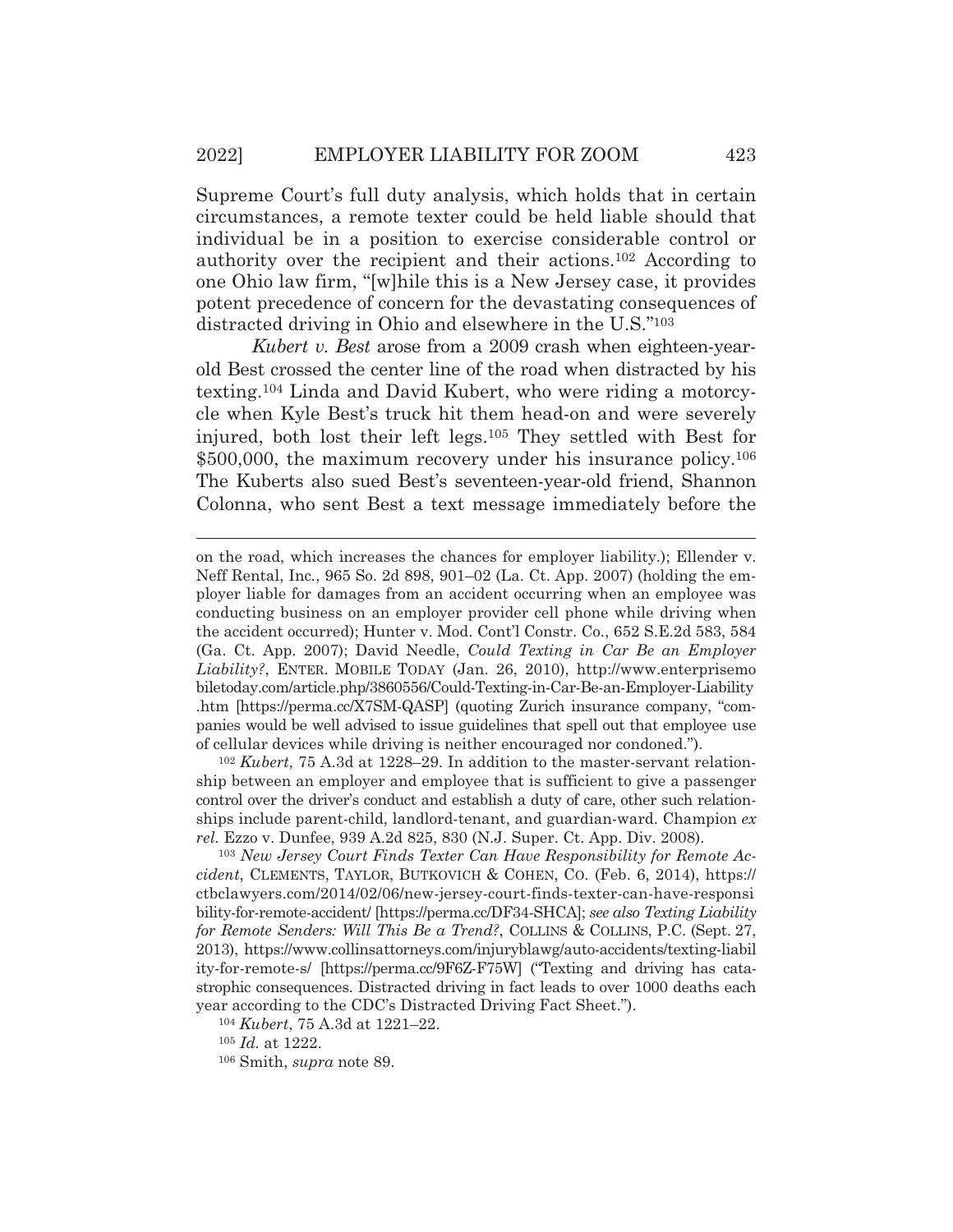Supreme Court's full duty analysis, which holds that in certain circumstances, a remote texter could be held liable should that individual be in a position to exercise considerable control or authority over the recipient and their actions.[102] According to one Ohio law firm, "[w]hile this is a New Jersey case, it provides potent precedence of concern for the devastating consequences of distracted driving in Ohio and elsewhere in the U.S."[103]

*Kubert v. Best* arose from a 2009 crash when eighteen-year-old Best crossed the center line of the road when distracted by his texting.[104] Linda and David Kubert, who were riding a motorcycle when Kyle Best's truck hit them head-on and were severely injured, both lost their left legs.[105] They settled with Best for $500,000, the maximum recovery under his insurance policy.[106] The Kuberts also sued Best's seventeen-year-old friend, Shannon Colonna, who sent Best a text message immediately before the

---

on the road, which increases the chances for employer liability.); Ellender v. Neff Rental, Inc., 965 So. 2d 898, 901–02 (La. Ct. App. 2007) (holding the employer liable for damages from an accident occurring when an employee was conducting business on an employer provider cell phone while driving when the accident occurred); Hunter v. Mod. Cont'l Constr. Co., 652 S.E.2d 583, 584 (Ga. Ct. App. 2007); David Needle, *Could Texting in Car Be an Employer Liability?*, ENTER. MOBILE TODAY (Jan. 26, 2010), http://www.enterprisemobiletoday.com/article.php/3860556/Could-Texting-in-Car-Be-an-Employer-Liability.htm [https://perma.cc/X7SM-QASP] (quoting Zurich insurance company, "companies would be well advised to issue guidelines that spell out that employee use of cellular devices while driving is neither encouraged nor condoned.").

[102] *Kubert*, 75 A.3d at 1228–29. In addition to the master-servant relationship between an employer and employee that is sufficient to give a passenger control over the driver's conduct and establish a duty of care, other such relationships include parent-child, landlord-tenant, and guardian-ward. Champion *ex rel.* Ezzo v. Dunfee, 939 A.2d 825, 830 (N.J. Super. Ct. App. Div. 2008).

[103] *New Jersey Court Finds Texter Can Have Responsibility for Remote Accident*, CLEMENTS, TAYLOR, BUTKOVICH & COHEN, CO. (Feb. 6, 2014), https://ctbclawyers.com/2014/02/06/new-jersey-court-finds-texter-can-have-responsibility-for-remote-accident/ [https://perma.cc/DF34-SHCA]; *see also Texting Liability for Remote Senders: Will This Be a Trend?*, COLLINS & COLLINS, P.C. (Sept. 27, 2013), https://www.collinsattorneys.com/injuryblawg/auto-accidents/texting-liability-for-remote-s/ [https://perma.cc/9F6Z-F75W] ("Texting and driving has catastrophic consequences. Distracted driving in fact leads to over 1000 deaths each year according to the CDC's Distracted Driving Fact Sheet.").

[104] *Kubert*, 75 A.3d at 1221–22.

[105] *Id.* at 1222.

[106] Smith, *supra* note 89.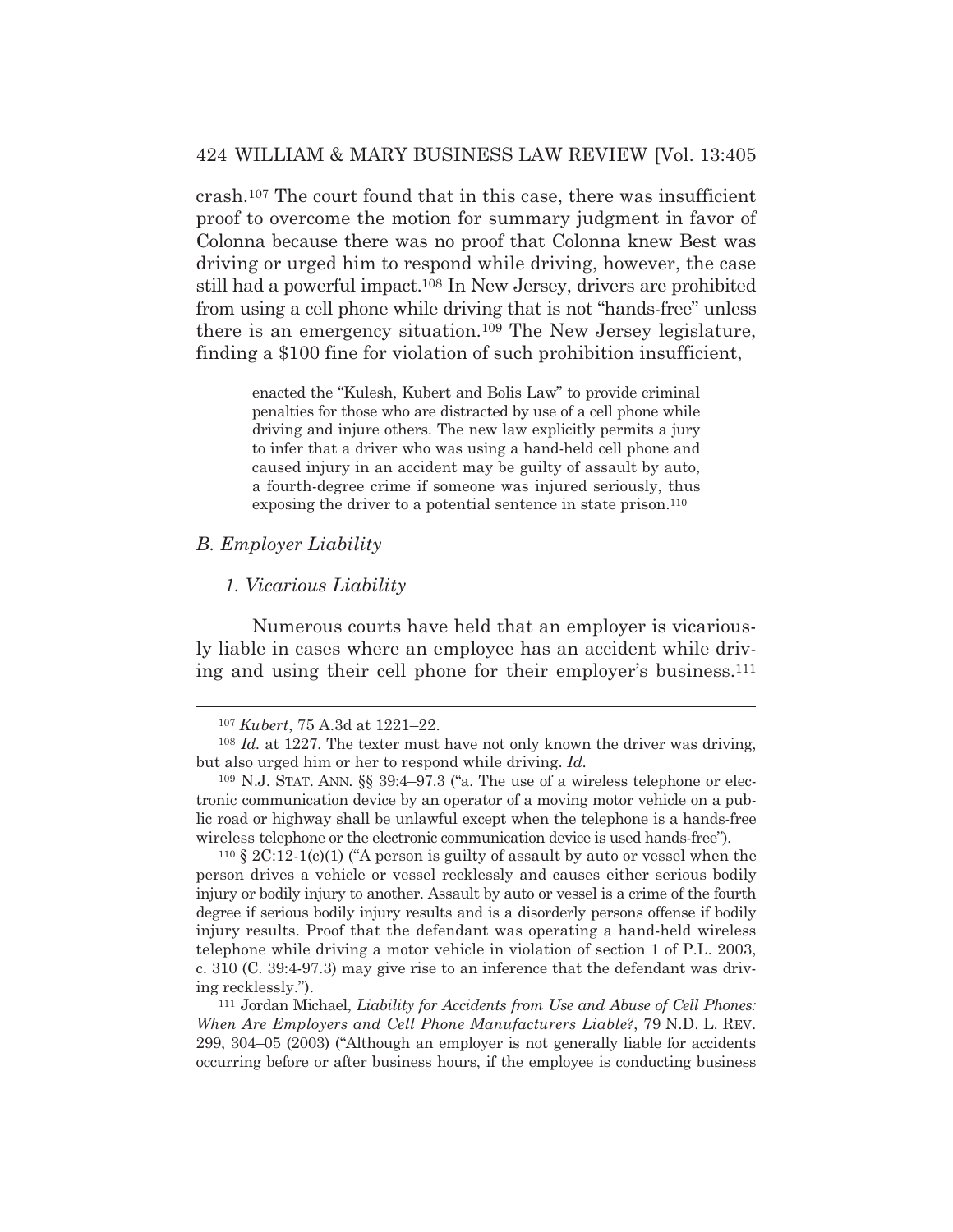crash.[107] The court found that in this case, there was insufficient proof to overcome the motion for summary judgment in favor of Colonna because there was no proof that Colonna knew Best was driving or urged him to respond while driving, however, the case still had a powerful impact.[108] In New Jersey, drivers are prohibited from using a cell phone while driving that is not "hands-free" unless there is an emergency situation.[109] The New Jersey legislature, finding a $100 fine for violation of such prohibition insufficient,

> enacted the "Kulesh, Kubert and Bolis Law" to provide criminal penalties for those who are distracted by use of a cell phone while driving and injure others. The new law explicitly permits a jury to infer that a driver who was using a hand-held cell phone and caused injury in an accident may be guilty of assault by auto, a fourth-degree crime if someone was injured seriously, thus exposing the driver to a potential sentence in state prison.[110]

### *B. Employer Liability*

#### *1. Vicarious Liability*

Numerous courts have held that an employer is vicariously liable in cases where an employee has an accident while driving and using their cell phone for their employer's business.[111]

---

[107] *Kubert*, 75 A.3d at 1221–22.

[108] *Id.* at 1227. The texter must have not only known the driver was driving, but also urged him or her to respond while driving. *Id.*

[109] N.J. STAT. ANN. §§ 39:4–97.3 ("a. The use of a wireless telephone or electronic communication device by an operator of a moving motor vehicle on a public road or highway shall be unlawful except when the telephone is a hands-free wireless telephone or the electronic communication device is used hands-free").

[110] § 2C:12-1(c)(1) ("A person is guilty of assault by auto or vessel when the person drives a vehicle or vessel recklessly and causes either serious bodily injury or bodily injury to another. Assault by auto or vessel is a crime of the fourth degree if serious bodily injury results and is a disorderly persons offense if bodily injury results. Proof that the defendant was operating a hand-held wireless telephone while driving a motor vehicle in violation of section 1 of P.L. 2003, c. 310 (C. 39:4-97.3) may give rise to an inference that the defendant was driving recklessly.").

[111] Jordan Michael, *Liability for Accidents from Use and Abuse of Cell Phones: When Are Employers and Cell Phone Manufacturers Liable?*, 79 N.D. L. REV. 299, 304–05 (2003) ("Although an employer is not generally liable for accidents occurring before or after business hours, if the employee is conducting business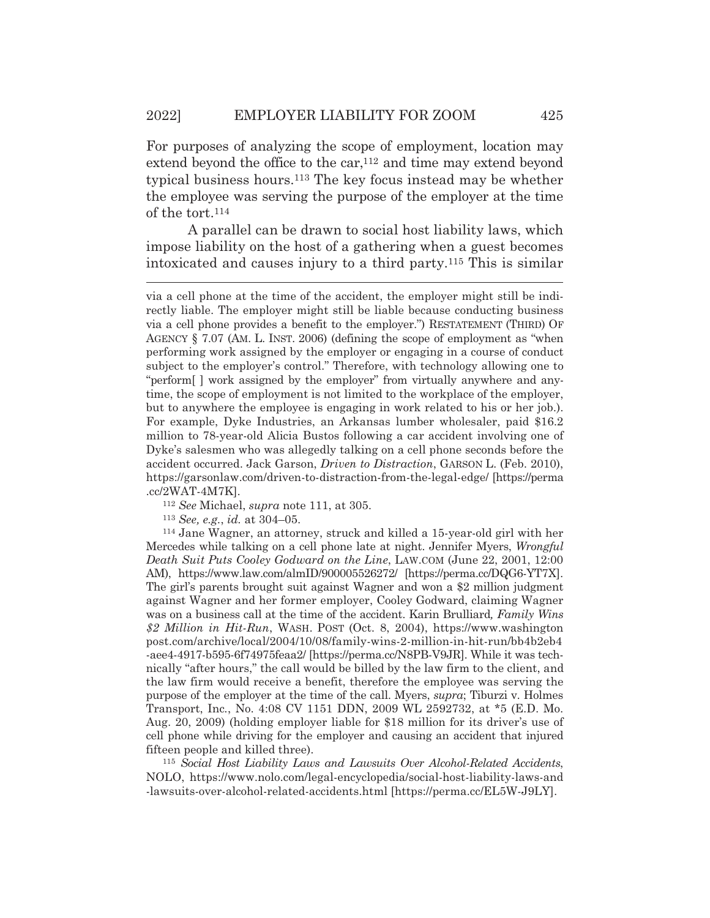For purposes of analyzing the scope of employment, location may extend beyond the office to the car,[112] and time may extend beyond typical business hours.[113] The key focus instead may be whether the employee was serving the purpose of the employer at the time of the tort.[114]

A parallel can be drawn to social host liability laws, which impose liability on the host of a gathering when a guest becomes intoxicated and causes injury to a third party.[115] This is similar

---

via a cell phone at the time of the accident, the employer might still be indirectly liable. The employer might still be liable because conducting business via a cell phone provides a benefit to the employer.") RESTATEMENT (THIRD) OF AGENCY § 7.07 (AM. L. INST. 2006) (defining the scope of employment as "when performing work assigned by the employer or engaging in a course of conduct subject to the employer's control." Therefore, with technology allowing one to "perform[ ] work assigned by the employer" from virtually anywhere and anytime, the scope of employment is not limited to the workplace of the employer, but to anywhere the employee is engaging in work related to his or her job.). For example, Dyke Industries, an Arkansas lumber wholesaler, paid $16.2 million to 78-year-old Alicia Bustos following a car accident involving one of Dyke's salesmen who was allegedly talking on a cell phone seconds before the accident occurred. Jack Garson, *Driven to Distraction*, GARSON L. (Feb. 2010), https://garsonlaw.com/driven-to-distraction-from-the-legal-edge/ [https://perma.cc/2WAT-4M7K].

[112] *See* Michael, *supra* note 111, at 305.

[113] *See, e.g.*, *id.* at 304–05.

[114] Jane Wagner, an attorney, struck and killed a 15-year-old girl with her Mercedes while talking on a cell phone late at night. Jennifer Myers, *Wrongful Death Suit Puts Cooley Godward on the Line*, LAW.COM (June 22, 2001, 12:00 AM), https://www.law.com/almID/900005526272/ [https://perma.cc/DQG6-YT7X]. The girl's parents brought suit against Wagner and won a $2 million judgment against Wagner and her former employer, Cooley Godward, claiming Wagner was on a business call at the time of the accident. Karin Brulliard*, Family Wins $2 Million in Hit-Run*, WASH. POST (Oct. 8, 2004), https://www.washingtonpost.com/archive/local/2004/10/08/family-wins-2-million-in-hit-run/bb4b2eb4-aee4-4917-b595-6f74975feaa2/ [https://perma.cc/N8PB-V9JR]. While it was technically "after hours," the call would be billed by the law firm to the client, and the law firm would receive a benefit, therefore the employee was serving the purpose of the employer at the time of the call. Myers, *supra*; Tiburzi v. Holmes Transport, Inc., No. 4:08 CV 1151 DDN, 2009 WL 2592732, at *5 (E.D. Mo. Aug. 20, 2009) (holding employer liable for $18 million for its driver's use of cell phone while driving for the employer and causing an accident that injured fifteen people and killed three).

[115] *Social Host Liability Laws and Lawsuits Over Alcohol-Related Accidents*, NOLO, https://www.nolo.com/legal-encyclopedia/social-host-liability-laws-and-lawsuits-over-alcohol-related-accidents.html [https://perma.cc/EL5W-J9LY].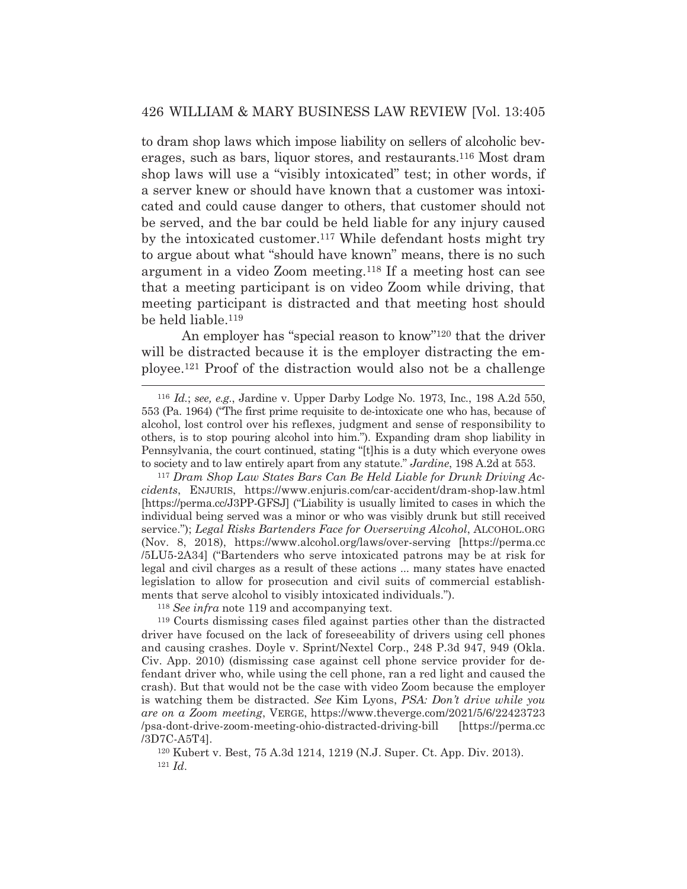to dram shop laws which impose liability on sellers of alcoholic beverages, such as bars, liquor stores, and restaurants.[116] Most dram shop laws will use a "visibly intoxicated" test; in other words, if a server knew or should have known that a customer was intoxicated and could cause danger to others, that customer should not be served, and the bar could be held liable for any injury caused by the intoxicated customer.[117] While defendant hosts might try to argue about what "should have known" means, there is no such argument in a video Zoom meeting.[118] If a meeting host can see that a meeting participant is on video Zoom while driving, that meeting participant is distracted and that meeting host should be held liable.[119]

An employer has "special reason to know"[120] that the driver will be distracted because it is the employer distracting the employee.[121] Proof of the distraction would also not be a challenge

---

[116] *Id.*; *see, e.g.*, Jardine v. Upper Darby Lodge No. 1973, Inc., 198 A.2d 550, 553 (Pa. 1964) ("The first prime requisite to de-intoxicate one who has, because of alcohol, lost control over his reflexes, judgment and sense of responsibility to others, is to stop pouring alcohol into him."). Expanding dram shop liability in Pennsylvania, the court continued, stating "[t]his is a duty which everyone owes to society and to law entirely apart from any statute." *Jardine*, 198 A.2d at 553.

[117] *Dram Shop Law States Bars Can Be Held Liable for Drunk Driving Accidents*, ENJURIS, https://www.enjuris.com/car-accident/dram-shop-law.html [https://perma.cc/J3PP-GFSJ] ("Liability is usually limited to cases in which the individual being served was a minor or who was visibly drunk but still received service."); *Legal Risks Bartenders Face for Overserving Alcohol*, ALCOHOL.ORG (Nov. 8, 2018), https://www.alcohol.org/laws/over-serving [https://perma.cc/5LU5-2A34] ("Bartenders who serve intoxicated patrons may be at risk for legal and civil charges as a result of these actions ... many states have enacted legislation to allow for prosecution and civil suits of commercial establishments that serve alcohol to visibly intoxicated individuals.").

[118] *See infra* note 119 and accompanying text.

[119] Courts dismissing cases filed against parties other than the distracted driver have focused on the lack of foreseeability of drivers using cell phones and causing crashes. Doyle v. Sprint/Nextel Corp., 248 P.3d 947, 949 (Okla. Civ. App. 2010) (dismissing case against cell phone service provider for defendant driver who, while using the cell phone, ran a red light and caused the crash). But that would not be the case with video Zoom because the employer is watching them be distracted. *See* Kim Lyons, *PSA: Don't drive while you are on a Zoom meeting*, VERGE, https://www.theverge.com/2021/5/6/22423723/psa-dont-drive-zoom-meeting-ohio-distracted-driving-bill [https://perma.cc/3D7C-A5T4].

[120] Kubert v. Best, 75 A.3d 1214, 1219 (N.J. Super. Ct. App. Div. 2013).

[121] *Id.*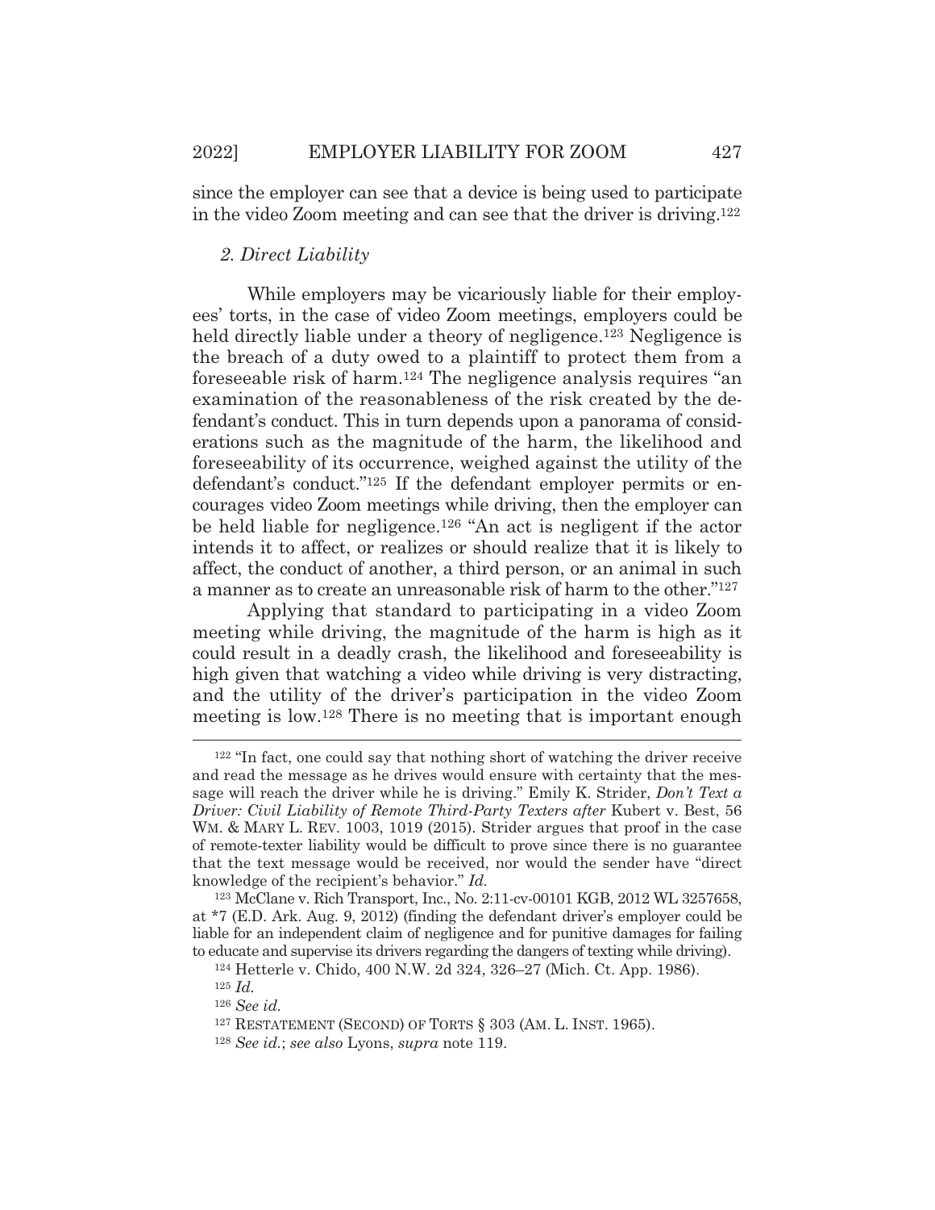since the employer can see that a device is being used to participate in the video Zoom meeting and can see that the driver is driving.[122]

### *2. Direct Liability*

While employers may be vicariously liable for their employees' torts, in the case of video Zoom meetings, employers could be held directly liable under a theory of negligence.[123] Negligence is the breach of a duty owed to a plaintiff to protect them from a foreseeable risk of harm.[124] The negligence analysis requires "an examination of the reasonableness of the risk created by the defendant's conduct. This in turn depends upon a panorama of considerations such as the magnitude of the harm, the likelihood and foreseeability of its occurrence, weighed against the utility of the defendant's conduct."[125] If the defendant employer permits or encourages video Zoom meetings while driving, then the employer can be held liable for negligence.[126] "An act is negligent if the actor intends it to affect, or realizes or should realize that it is likely to affect, the conduct of another, a third person, or an animal in such a manner as to create an unreasonable risk of harm to the other."[127]

Applying that standard to participating in a video Zoom meeting while driving, the magnitude of the harm is high as it could result in a deadly crash, the likelihood and foreseeability is high given that watching a video while driving is very distracting, and the utility of the driver's participation in the video Zoom meeting is low.[128] There is no meeting that is important enough

---

[122] "In fact, one could say that nothing short of watching the driver receive and read the message as he drives would ensure with certainty that the message will reach the driver while he is driving." Emily K. Strider, *Don't Text a Driver: Civil Liability of Remote Third-Party Texters after* Kubert v. Best, 56 WM. & MARY L. REV. 1003, 1019 (2015). Strider argues that proof in the case of remote-texter liability would be difficult to prove since there is no guarantee that the text message would be received, nor would the sender have "direct knowledge of the recipient's behavior." *Id.*

[123] McClane v. Rich Transport, Inc., No. 2:11-cv-00101 KGB, 2012 WL 3257658, at *7 (E.D. Ark. Aug. 9, 2012) (finding the defendant driver's employer could be liable for an independent claim of negligence and for punitive damages for failing to educate and supervise its drivers regarding the dangers of texting while driving).

[124] Hetterle v. Chido, 400 N.W. 2d 324, 326–27 (Mich. Ct. App. 1986).

[125] *Id.*

[126] *See id.*

[127] RESTATEMENT (SECOND) OF TORTS § 303 (AM. L. INST. 1965).

[128] *See id.*; *see also* Lyons, *supra* note 119.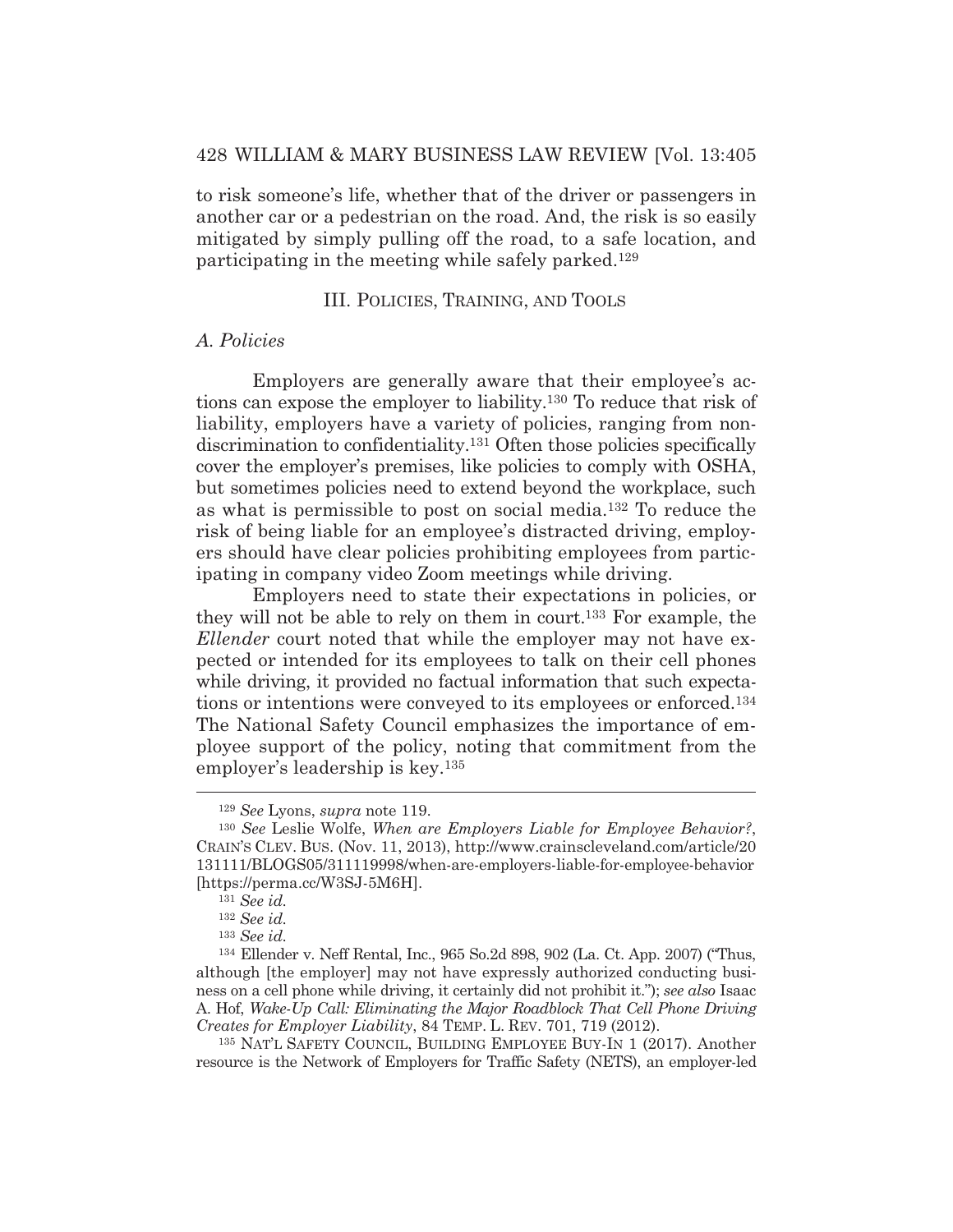to risk someone's life, whether that of the driver or passengers in another car or a pedestrian on the road. And, the risk is so easily mitigated by simply pulling off the road, to a safe location, and participating in the meeting while safely parked.[129]

## III. POLICIES, TRAINING, AND TOOLS

### *A. Policies*

Employers are generally aware that their employee's actions can expose the employer to liability.[130] To reduce that risk of liability, employers have a variety of policies, ranging from non-discrimination to confidentiality.[131] Often those policies specifically cover the employer's premises, like policies to comply with OSHA, but sometimes policies need to extend beyond the workplace, such as what is permissible to post on social media.[132] To reduce the risk of being liable for an employee's distracted driving, employers should have clear policies prohibiting employees from participating in company video Zoom meetings while driving.

Employers need to state their expectations in policies, or they will not be able to rely on them in court.[133] For example, the *Ellender* court noted that while the employer may not have expected or intended for its employees to talk on their cell phones while driving, it provided no factual information that such expectations or intentions were conveyed to its employees or enforced.[134] The National Safety Council emphasizes the importance of employee support of the policy, noting that commitment from the employer's leadership is key.[135]

---

[129] *See* Lyons, *supra* note 119.

[130] *See* Leslie Wolfe, *When are Employers Liable for Employee Behavior?*, CRAIN'S CLEV. BUS. (Nov. 11, 2013), http://www.crainscleveland.com/article/20131111/BLOGS05/311119998/when-are-employers-liable-for-employee-behavior [https://perma.cc/W3SJ-5M6H].

[131] *See id.*

[132] *See id.*

[133] *See id.*

[134] Ellender v. Neff Rental, Inc., 965 So.2d 898, 902 (La. Ct. App. 2007) ("Thus, although [the employer] may not have expressly authorized conducting business on a cell phone while driving, it certainly did not prohibit it."); *see also* Isaac A. Hof, *Wake-Up Call: Eliminating the Major Roadblock That Cell Phone Driving Creates for Employer Liability*, 84 TEMP. L. REV. 701, 719 (2012).

[135] NAT'L SAFETY COUNCIL, BUILDING EMPLOYEE BUY-IN 1 (2017). Another resource is the Network of Employers for Traffic Safety (NETS), an employer-led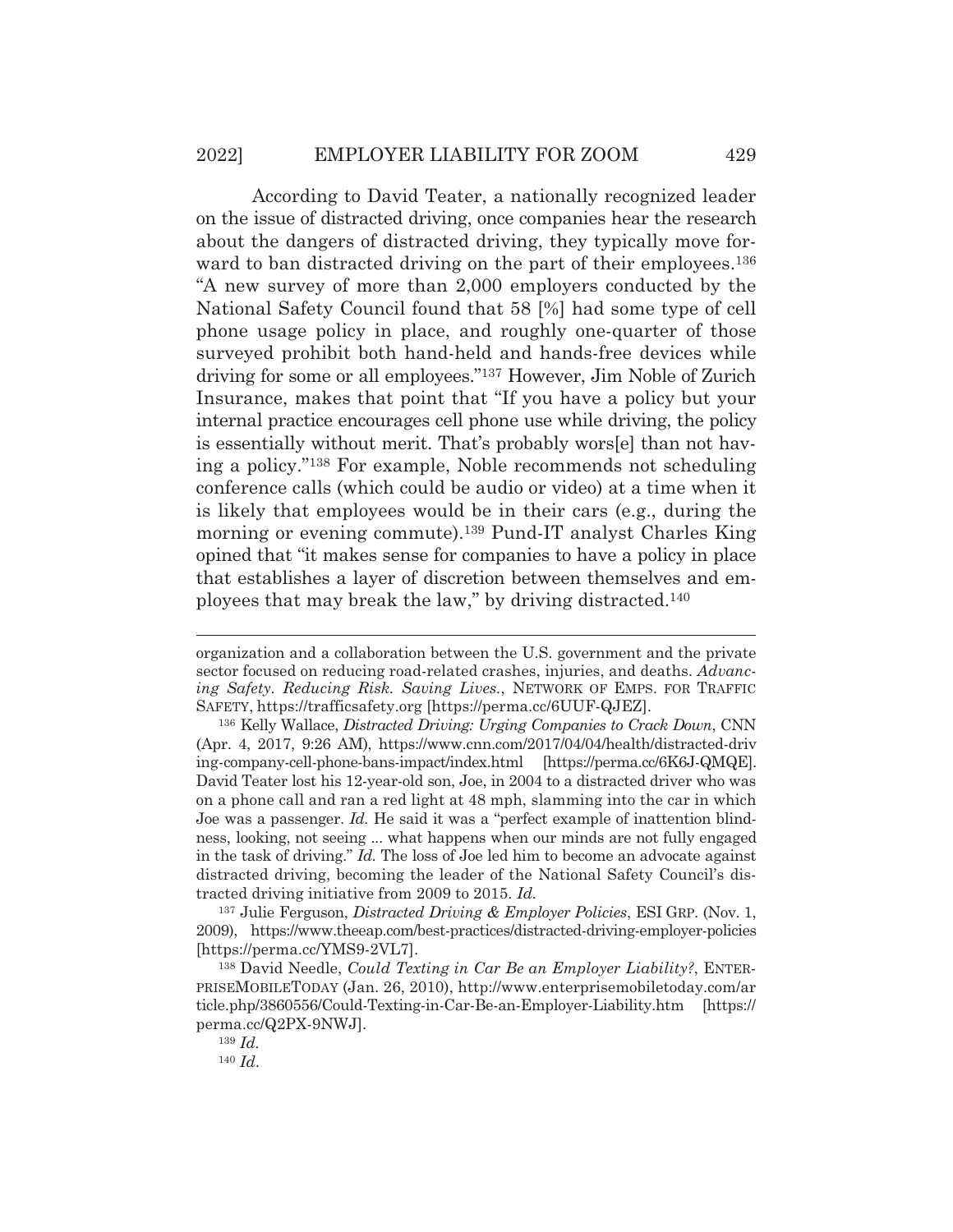According to David Teater, a nationally recognized leader on the issue of distracted driving, once companies hear the research about the dangers of distracted driving, they typically move forward to ban distracted driving on the part of their employees.[136] "A new survey of more than 2,000 employers conducted by the National Safety Council found that 58 [%] had some type of cell phone usage policy in place, and roughly one-quarter of those surveyed prohibit both hand-held and hands-free devices while driving for some or all employees."[137] However, Jim Noble of Zurich Insurance, makes that point that "If you have a policy but your internal practice encourages cell phone use while driving, the policy is essentially without merit. That's probably wors[e] than not having a policy."[138] For example, Noble recommends not scheduling conference calls (which could be audio or video) at a time when it is likely that employees would be in their cars (e.g., during the morning or evening commute).[139] Pund-IT analyst Charles King opined that "it makes sense for companies to have a policy in place that establishes a layer of discretion between themselves and employees that may break the law," by driving distracted.[140]

---

organization and a collaboration between the U.S. government and the private sector focused on reducing road-related crashes, injuries, and deaths. *Advancing Safety. Reducing Risk. Saving Lives.*, NETWORK OF EMPS. FOR TRAFFIC SAFETY, https://trafficsafety.org [https://perma.cc/6UUF-QJEZ].

[136] Kelly Wallace, *Distracted Driving: Urging Companies to Crack Down*, CNN (Apr. 4, 2017, 9:26 AM), https://www.cnn.com/2017/04/04/health/distracted-driving-company-cell-phone-bans-impact/index.html [https://perma.cc/6K6J-QMQE]. David Teater lost his 12-year-old son, Joe, in 2004 to a distracted driver who was on a phone call and ran a red light at 48 mph, slamming into the car in which Joe was a passenger. *Id.* He said it was a "perfect example of inattention blindness, looking, not seeing ... what happens when our minds are not fully engaged in the task of driving." *Id.* The loss of Joe led him to become an advocate against distracted driving, becoming the leader of the National Safety Council's distracted driving initiative from 2009 to 2015. *Id.*

[137] Julie Ferguson, *Distracted Driving & Employer Policies*, ESI GRP. (Nov. 1, 2009), https://www.theeap.com/best-practices/distracted-driving-employer-policies [https://perma.cc/YMS9-2VL7].

[138] David Needle, *Could Texting in Car Be an Employer Liability?*, ENTERPRISEMOBILETODAY (Jan. 26, 2010), http://www.enterprisemobiletoday.com/article.php/3860556/Could-Texting-in-Car-Be-an-Employer-Liability.htm [https://perma.cc/Q2PX-9NWJ].

[139] *Id.*

[140] *Id.*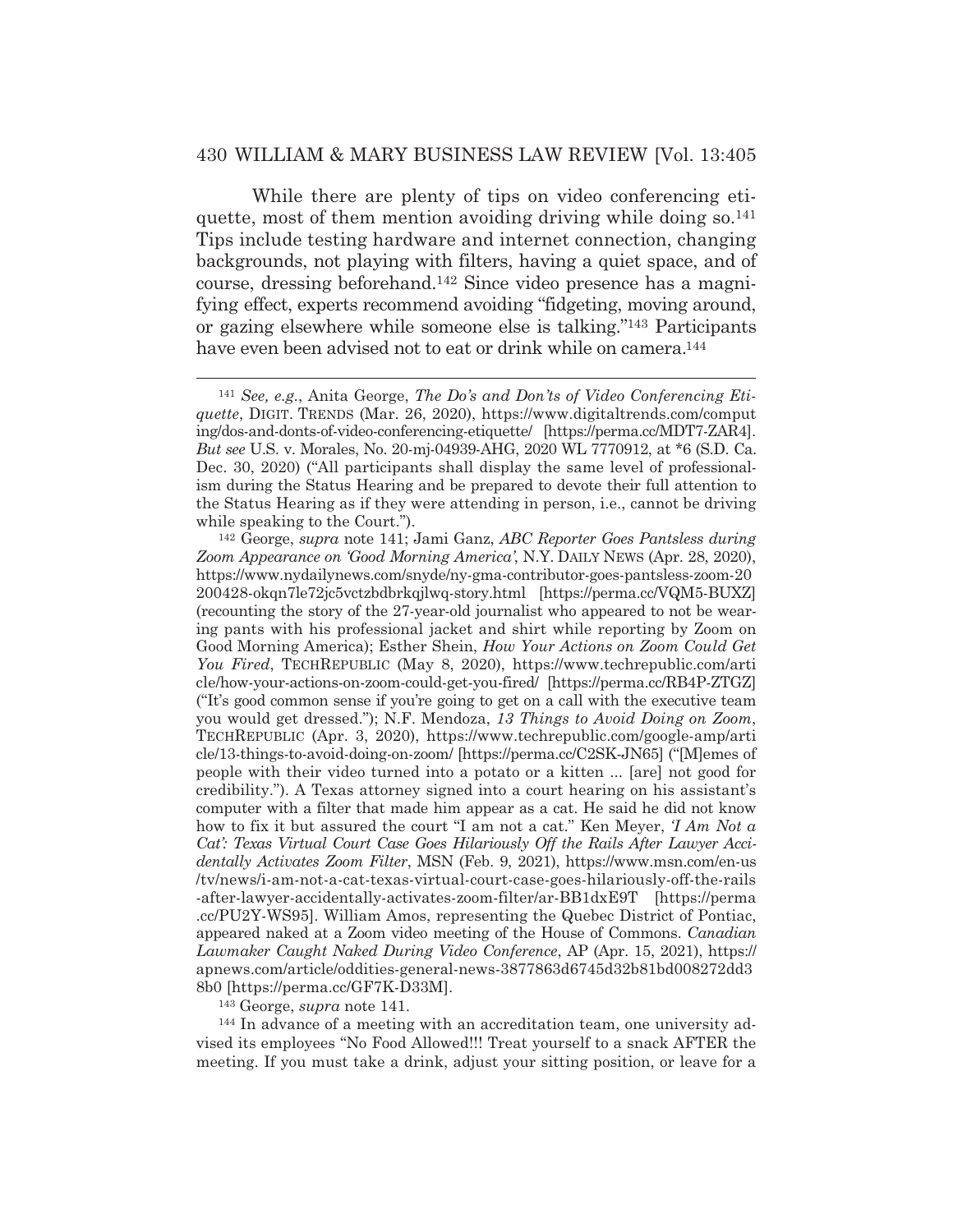While there are plenty of tips on video conferencing etiquette, most of them mention avoiding driving while doing so.[141] Tips include testing hardware and internet connection, changing backgrounds, not playing with filters, having a quiet space, and of course, dressing beforehand.[142] Since video presence has a magnifying effect, experts recommend avoiding "fidgeting, moving around, or gazing elsewhere while someone else is talking."[143] Participants have even been advised not to eat or drink while on camera.[144]

---

[141] *See, e.g.*, Anita George, *The Do's and Don'ts of Video Conferencing Etiquette*, DIGIT. TRENDS (Mar. 26, 2020), https://www.digitaltrends.com/computing/dos-and-donts-of-video-conferencing-etiquette/ [https://perma.cc/MDT7-ZAR4]. *But see* U.S. v. Morales, No. 20-mj-04939-AHG, 2020 WL 7770912, at *6 (S.D. Ca. Dec. 30, 2020) ("All participants shall display the same level of professionalism during the Status Hearing and be prepared to devote their full attention to the Status Hearing as if they were attending in person, i.e., cannot be driving while speaking to the Court.").

[142] George, *supra* note 141; Jami Ganz, *ABC Reporter Goes Pantsless during Zoom Appearance on 'Good Morning America'*, N.Y. DAILY NEWS (Apr. 28, 2020), https://www.nydailynews.com/snyde/ny-gma-contributor-goes-pantsless-zoom-20200428-okqn7le72jc5vctzbdbrkqjlwq-story.html [https://perma.cc/VQM5-BUXZ] (recounting the story of the 27-year-old journalist who appeared to not be wearing pants with his professional jacket and shirt while reporting by Zoom on Good Morning America); Esther Shein, *How Your Actions on Zoom Could Get You Fired*, TECHREPUBLIC (May 8, 2020), https://www.techrepublic.com/article/how-your-actions-on-zoom-could-get-you-fired/ [https://perma.cc/RB4P-ZTGZ] ("It's good common sense if you're going to get on a call with the executive team you would get dressed."); N.F. Mendoza, *13 Things to Avoid Doing on Zoom*, TECHREPUBLIC (Apr. 3, 2020), https://www.techrepublic.com/google-amp/article/13-things-to-avoid-doing-on-zoom/ [https://perma.cc/C2SK-JN65] ("[M]emes of people with their video turned into a potato or a kitten ... [are] not good for credibility."). A Texas attorney signed into a court hearing on his assistant's computer with a filter that made him appear as a cat. He said he did not know how to fix it but assured the court "I am not a cat." Ken Meyer, *'I Am Not a Cat': Texas Virtual Court Case Goes Hilariously Off the Rails After Lawyer Accidentally Activates Zoom Filter*, MSN (Feb. 9, 2021), https://www.msn.com/en-us/tv/news/i-am-not-a-cat-texas-virtual-court-case-goes-hilariously-off-the-rails-after-lawyer-accidentally-activates-zoom-filter/ar-BB1dxE9T [https://perma.cc/PU2Y-WS95]. William Amos, representing the Quebec District of Pontiac, appeared naked at a Zoom video meeting of the House of Commons. *Canadian Lawmaker Caught Naked During Video Conference*, AP (Apr. 15, 2021), https://apnews.com/article/oddities-general-news-3877863d6745d32b81bd008272dd38b0 [https://perma.cc/GF7K-D33M].

[143] George, *supra* note 141.

[144] In advance of a meeting with an accreditation team, one university advised its employees "No Food Allowed!!! Treat yourself to a snack AFTER the meeting. If you must take a drink, adjust your sitting position, or leave for a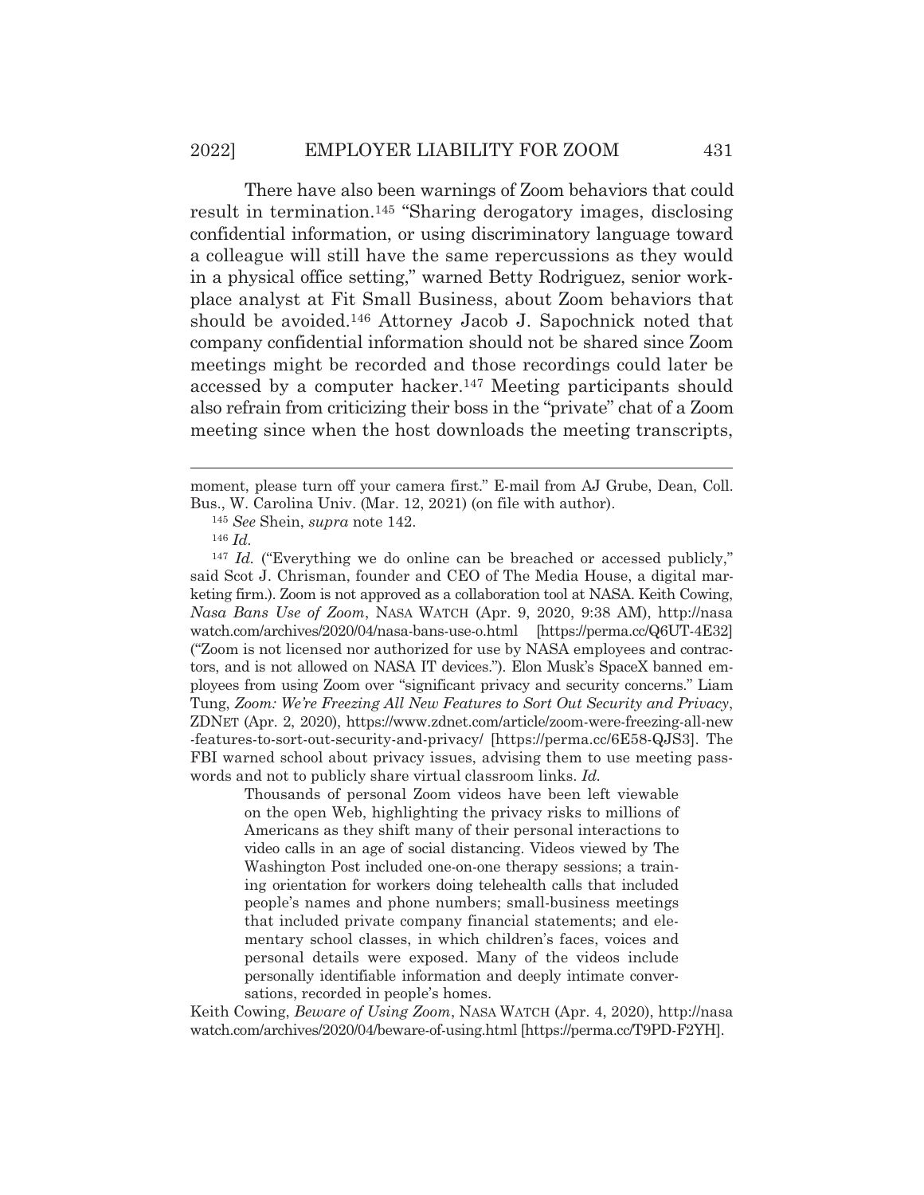There have also been warnings of Zoom behaviors that could result in termination.[145] "Sharing derogatory images, disclosing confidential information, or using discriminatory language toward a colleague will still have the same repercussions as they would in a physical office setting," warned Betty Rodriguez, senior workplace analyst at Fit Small Business, about Zoom behaviors that should be avoided.[146] Attorney Jacob J. Sapochnick noted that company confidential information should not be shared since Zoom meetings might be recorded and those recordings could later be accessed by a computer hacker.[147] Meeting participants should also refrain from criticizing their boss in the "private" chat of a Zoom meeting since when the host downloads the meeting transcripts,

---

moment, please turn off your camera first." E-mail from AJ Grube, Dean, Coll. Bus., W. Carolina Univ. (Mar. 12, 2021) (on file with author).

[145] *See* Shein, *supra* note 142.

[146] *Id.*

[147] *Id.* ("Everything we do online can be breached or accessed publicly," said Scot J. Chrisman, founder and CEO of The Media House, a digital marketing firm.). Zoom is not approved as a collaboration tool at NASA. Keith Cowing, *Nasa Bans Use of Zoom*, NASA WATCH (Apr. 9, 2020, 9:38 AM), http://nasawatch.com/archives/2020/04/nasa-bans-use-o.html [https://perma.cc/Q6UT-4E32] ("Zoom is not licensed nor authorized for use by NASA employees and contractors, and is not allowed on NASA IT devices."). Elon Musk's SpaceX banned employees from using Zoom over "significant privacy and security concerns." Liam Tung, *Zoom: We're Freezing All New Features to Sort Out Security and Privacy*, ZDNET (Apr. 2, 2020), https://www.zdnet.com/article/zoom-were-freezing-all-new-features-to-sort-out-security-and-privacy/ [https://perma.cc/6E58-QJS3]. The FBI warned school about privacy issues, advising them to use meeting passwords and not to publicly share virtual classroom links. *Id.*

> Thousands of personal Zoom videos have been left viewable on the open Web, highlighting the privacy risks to millions of Americans as they shift many of their personal interactions to video calls in an age of social distancing. Videos viewed by The Washington Post included one-on-one therapy sessions; a training orientation for workers doing telehealth calls that included people's names and phone numbers; small-business meetings that included private company financial statements; and elementary school classes, in which children's faces, voices and personal details were exposed. Many of the videos include personally identifiable information and deeply intimate conversations, recorded in people's homes.

Keith Cowing, *Beware of Using Zoom*, NASA WATCH (Apr. 4, 2020), http://nasawatch.com/archives/2020/04/beware-of-using.html [https://perma.cc/T9PD-F2YH].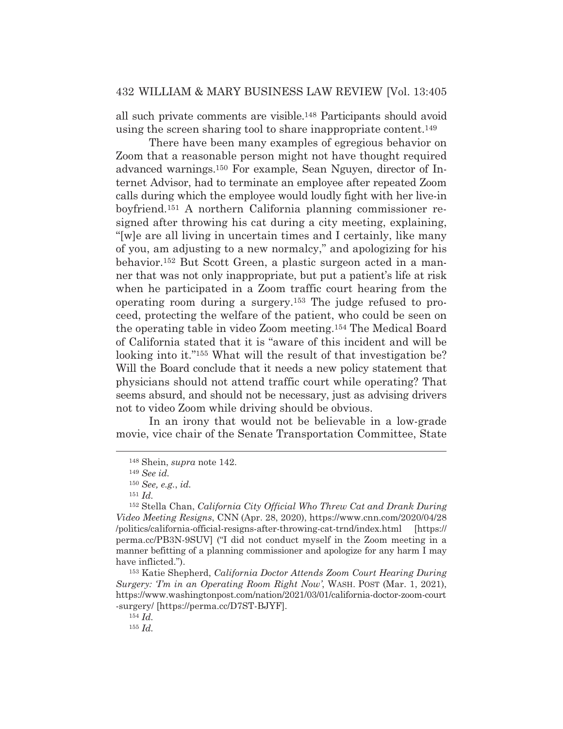all such private comments are visible.[148] Participants should avoid using the screen sharing tool to share inappropriate content.[149]

There have been many examples of egregious behavior on Zoom that a reasonable person might not have thought required advanced warnings.[150] For example, Sean Nguyen, director of Internet Advisor, had to terminate an employee after repeated Zoom calls during which the employee would loudly fight with her live-in boyfriend.[151] A northern California planning commissioner resigned after throwing his cat during a city meeting, explaining, "[w]e are all living in uncertain times and I certainly, like many of you, am adjusting to a new normalcy," and apologizing for his behavior.[152] But Scott Green, a plastic surgeon acted in a manner that was not only inappropriate, but put a patient's life at risk when he participated in a Zoom traffic court hearing from the operating room during a surgery.[153] The judge refused to proceed, protecting the welfare of the patient, who could be seen on the operating table in video Zoom meeting.[154] The Medical Board of California stated that it is "aware of this incident and will be looking into it."[155] What will the result of that investigation be? Will the Board conclude that it needs a new policy statement that physicians should not attend traffic court while operating? That seems absurd, and should not be necessary, just as advising drivers not to video Zoom while driving should be obvious.

In an irony that would not be believable in a low-grade movie, vice chair of the Senate Transportation Committee, State

---

[148] Shein, *supra* note 142.

[149] *See id.*

[150] *See, e.g.*, *id.*

[151] *Id.*

[152] Stella Chan, *California City Official Who Threw Cat and Drank During Video Meeting Resigns*, CNN (Apr. 28, 2020), https://www.cnn.com/2020/04/28/politics/california-official-resigns-after-throwing-cat-trnd/index.html [https://perma.cc/PB3N-9SUV] ("I did not conduct myself in the Zoom meeting in a manner befitting of a planning commissioner and apologize for any harm I may have inflicted.").

[153] Katie Shepherd, *California Doctor Attends Zoom Court Hearing During Surgery: 'I'm in an Operating Room Right Now'*, WASH. POST (Mar. 1, 2021), https://www.washingtonpost.com/nation/2021/03/01/california-doctor-zoom-court-surgery/ [https://perma.cc/D7ST-BJYF].

[154] *Id.*

[155] *Id.*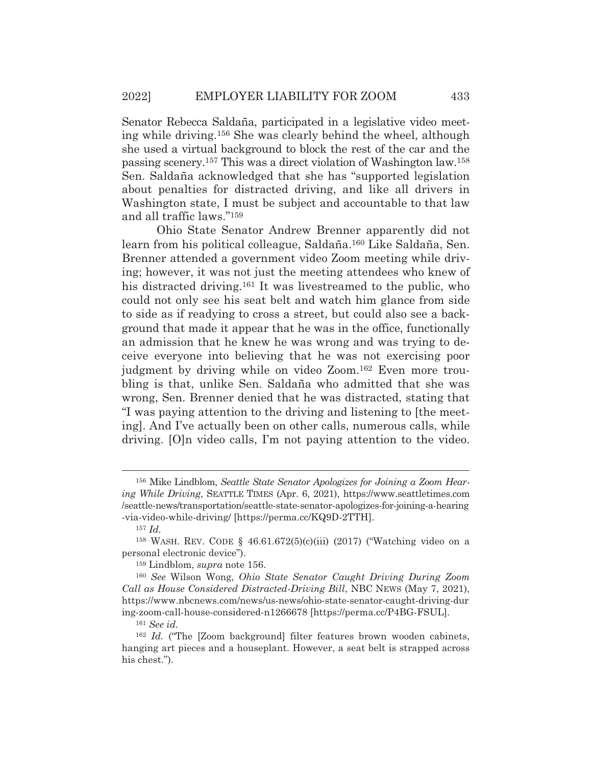Senator Rebecca Saldaña, participated in a legislative video meeting while driving.[156] She was clearly behind the wheel, although she used a virtual background to block the rest of the car and the passing scenery.[157] This was a direct violation of Washington law.[158] Sen. Saldaña acknowledged that she has "supported legislation about penalties for distracted driving, and like all drivers in Washington state, I must be subject and accountable to that law and all traffic laws."[159]

Ohio State Senator Andrew Brenner apparently did not learn from his political colleague, Saldaña.[160] Like Saldaña, Sen. Brenner attended a government video Zoom meeting while driving; however, it was not just the meeting attendees who knew of his distracted driving.[161] It was livestreamed to the public, who could not only see his seat belt and watch him glance from side to side as if readying to cross a street, but could also see a background that made it appear that he was in the office, functionally an admission that he knew he was wrong and was trying to deceive everyone into believing that he was not exercising poor judgment by driving while on video Zoom.[162] Even more troubling is that, unlike Sen. Saldaña who admitted that she was wrong, Sen. Brenner denied that he was distracted, stating that "I was paying attention to the driving and listening to [the meeting]. And I've actually been on other calls, numerous calls, while driving. [O]n video calls, I'm not paying attention to the video.

---

[156] Mike Lindblom, *Seattle State Senator Apologizes for Joining a Zoom Hearing While Driving*, SEATTLE TIMES (Apr. 6, 2021), https://www.seattletimes.com/seattle-news/transportation/seattle-state-senator-apologizes-for-joining-a-hearing-via-video-while-driving/ [https://perma.cc/KQ9D-2TTH].

[157] *Id.*

[158] WASH. REV. CODE § 46.61.672(5)(c)(iii) (2017) ("Watching video on a personal electronic device").

[159] Lindblom, *supra* note 156.

[160] *See* Wilson Wong, *Ohio State Senator Caught Driving During Zoom Call as House Considered Distracted-Driving Bill*, NBC NEWS (May 7, 2021), https://www.nbcnews.com/news/us-news/ohio-state-senator-caught-driving-during-zoom-call-house-considered-n1266678 [https://perma.cc/P4BG-FSUL].

[161] *See id.*

[162] *Id.* ("The [Zoom background] filter features brown wooden cabinets, hanging art pieces and a houseplant. However, a seat belt is strapped across his chest.").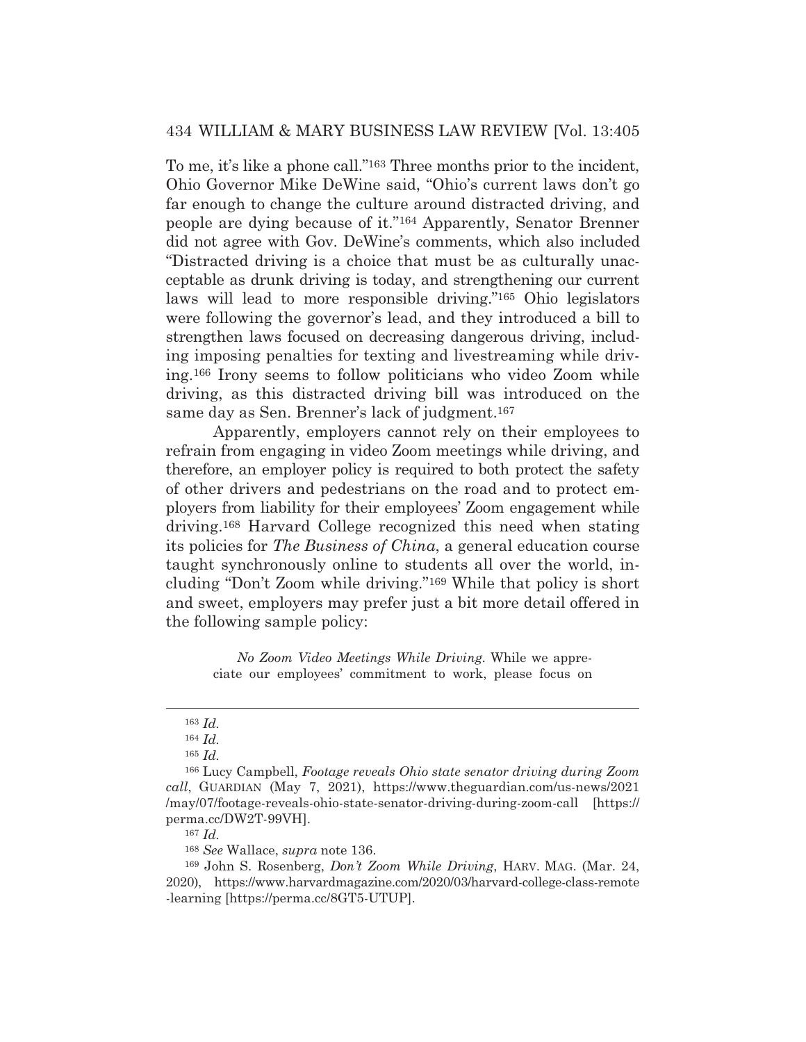To me, it's like a phone call."[163] Three months prior to the incident, Ohio Governor Mike DeWine said, "Ohio's current laws don't go far enough to change the culture around distracted driving, and people are dying because of it."[164] Apparently, Senator Brenner did not agree with Gov. DeWine's comments, which also included "Distracted driving is a choice that must be as culturally unacceptable as drunk driving is today, and strengthening our current laws will lead to more responsible driving."[165] Ohio legislators were following the governor's lead, and they introduced a bill to strengthen laws focused on decreasing dangerous driving, including imposing penalties for texting and livestreaming while driving.[166] Irony seems to follow politicians who video Zoom while driving, as this distracted driving bill was introduced on the same day as Sen. Brenner's lack of judgment.[167]

Apparently, employers cannot rely on their employees to refrain from engaging in video Zoom meetings while driving, and therefore, an employer policy is required to both protect the safety of other drivers and pedestrians on the road and to protect employers from liability for their employees' Zoom engagement while driving.[168] Harvard College recognized this need when stating its policies for *The Business of China*, a general education course taught synchronously online to students all over the world, including "Don't Zoom while driving."[169] While that policy is short and sweet, employers may prefer just a bit more detail offered in the following sample policy:

> *No Zoom Video Meetings While Driving.* While we appreciate our employees' commitment to work, please focus on

---

[163] *Id.*

[164] *Id.*

[165] *Id.*

[166] Lucy Campbell, *Footage reveals Ohio state senator driving during Zoom call*, GUARDIAN (May 7, 2021), https://www.theguardian.com/us-news/2021/may/07/footage-reveals-ohio-state-senator-driving-during-zoom-call [https://perma.cc/DW2T-99VH].

[167] *Id.*

[168] *See* Wallace, *supra* note 136.

[169] John S. Rosenberg, *Don't Zoom While Driving*, HARV. MAG. (Mar. 24, 2020), https://www.harvardmagazine.com/2020/03/harvard-college-class-remote-learning [https://perma.cc/8GT5-UTUP].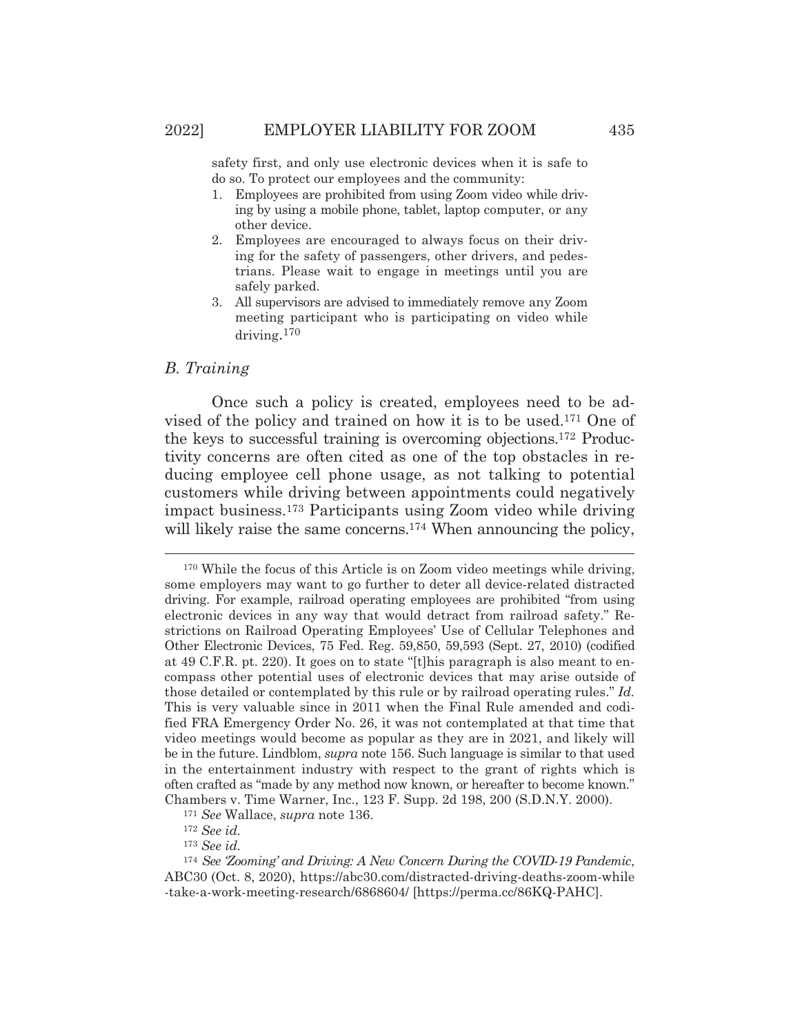safety first, and only use electronic devices when it is safe to do so. To protect our employees and the community:

1. Employees are prohibited from using Zoom video while driving by using a mobile phone, tablet, laptop computer, or any other device.
2. Employees are encouraged to always focus on their driving for the safety of passengers, other drivers, and pedestrians. Please wait to engage in meetings until you are safely parked.
3. All supervisors are advised to immediately remove any Zoom meeting participant who is participating on video while driving.[170]

### *B. Training*

Once such a policy is created, employees need to be advised of the policy and trained on how it is to be used.[171] One of the keys to successful training is overcoming objections.[172] Productivity concerns are often cited as one of the top obstacles in reducing employee cell phone usage, as not talking to potential customers while driving between appointments could negatively impact business.[173] Participants using Zoom video while driving will likely raise the same concerns.[174] When announcing the policy,

---

[170] While the focus of this Article is on Zoom video meetings while driving, some employers may want to go further to deter all device-related distracted driving. For example, railroad operating employees are prohibited "from using electronic devices in any way that would detract from railroad safety." Restrictions on Railroad Operating Employees' Use of Cellular Telephones and Other Electronic Devices, 75 Fed. Reg. 59,850, 59,593 (Sept. 27, 2010) (codified at 49 C.F.R. pt. 220). It goes on to state "[t]his paragraph is also meant to encompass other potential uses of electronic devices that may arise outside of those detailed or contemplated by this rule or by railroad operating rules." *Id.* This is very valuable since in 2011 when the Final Rule amended and codified FRA Emergency Order No. 26, it was not contemplated at that time that video meetings would become as popular as they are in 2021, and likely will be in the future. Lindblom, *supra* note 156. Such language is similar to that used in the entertainment industry with respect to the grant of rights which is often crafted as "made by any method now known, or hereafter to become known." Chambers v. Time Warner, Inc., 123 F. Supp. 2d 198, 200 (S.D.N.Y. 2000).

[171] *See* Wallace, *supra* note 136.

[172] *See id.*

[173] *See id.*

[174] *See 'Zooming' and Driving: A New Concern During the COVID-19 Pandemic*, ABC30 (Oct. 8, 2020), https://abc30.com/distracted-driving-deaths-zoom-while-take-a-work-meeting-research/6868604/ [https://perma.cc/86KQ-PAHC].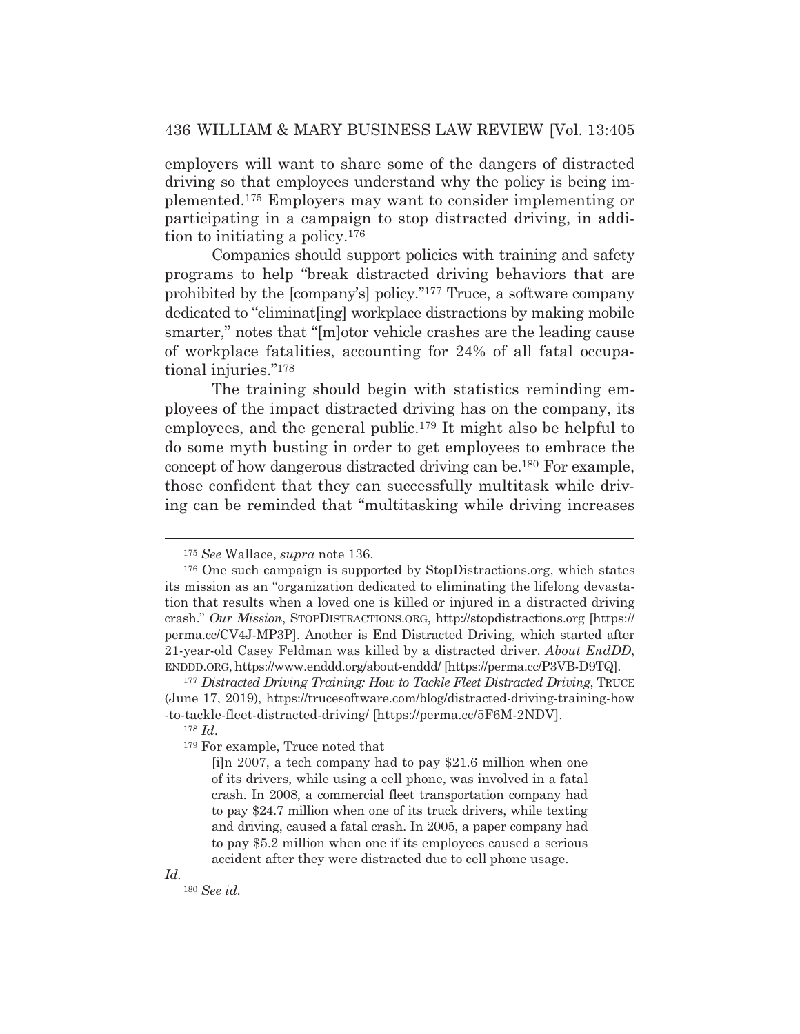employers will want to share some of the dangers of distracted driving so that employees understand why the policy is being implemented.[175] Employers may want to consider implementing or participating in a campaign to stop distracted driving, in addition to initiating a policy.[176]

Companies should support policies with training and safety programs to help "break distracted driving behaviors that are prohibited by the [company's] policy."[177] Truce, a software company dedicated to "eliminat[ing] workplace distractions by making mobile smarter," notes that "[m]otor vehicle crashes are the leading cause of workplace fatalities, accounting for 24% of all fatal occupational injuries."[178]

The training should begin with statistics reminding employees of the impact distracted driving has on the company, its employees, and the general public.[179] It might also be helpful to do some myth busting in order to get employees to embrace the concept of how dangerous distracted driving can be.[180] For example, those confident that they can successfully multitask while driving can be reminded that "multitasking while driving increases

---

[175] *See* Wallace, *supra* note 136.

[176] One such campaign is supported by StopDistractions.org, which states its mission as an "organization dedicated to eliminating the lifelong devastation that results when a loved one is killed or injured in a distracted driving crash." *Our Mission*, STOPDISTRACTIONS.ORG, http://stopdistractions.org [https://perma.cc/CV4J-MP3P]. Another is End Distracted Driving, which started after 21-year-old Casey Feldman was killed by a distracted driver. *About EndDD*, ENDDD.ORG, https://www.enddd.org/about-enddd/ [https://perma.cc/P3VB-D9TQ].

[177] *Distracted Driving Training: How to Tackle Fleet Distracted Driving*, TRUCE (June 17, 2019), https://trucesoftware.com/blog/distracted-driving-training-how-to-tackle-fleet-distracted-driving/ [https://perma.cc/5F6M-2NDV].

[178] *Id.*

[179] For example, Truce noted that

> [i]n 2007, a tech company had to pay $21.6 million when one of its drivers, while using a cell phone, was involved in a fatal crash. In 2008, a commercial fleet transportation company had to pay $24.7 million when one of its truck drivers, while texting and driving, caused a fatal crash. In 2005, a paper company had to pay $5.2 million when one if its employees caused a serious accident after they were distracted due to cell phone usage.

*Id.*

[180] *See id.*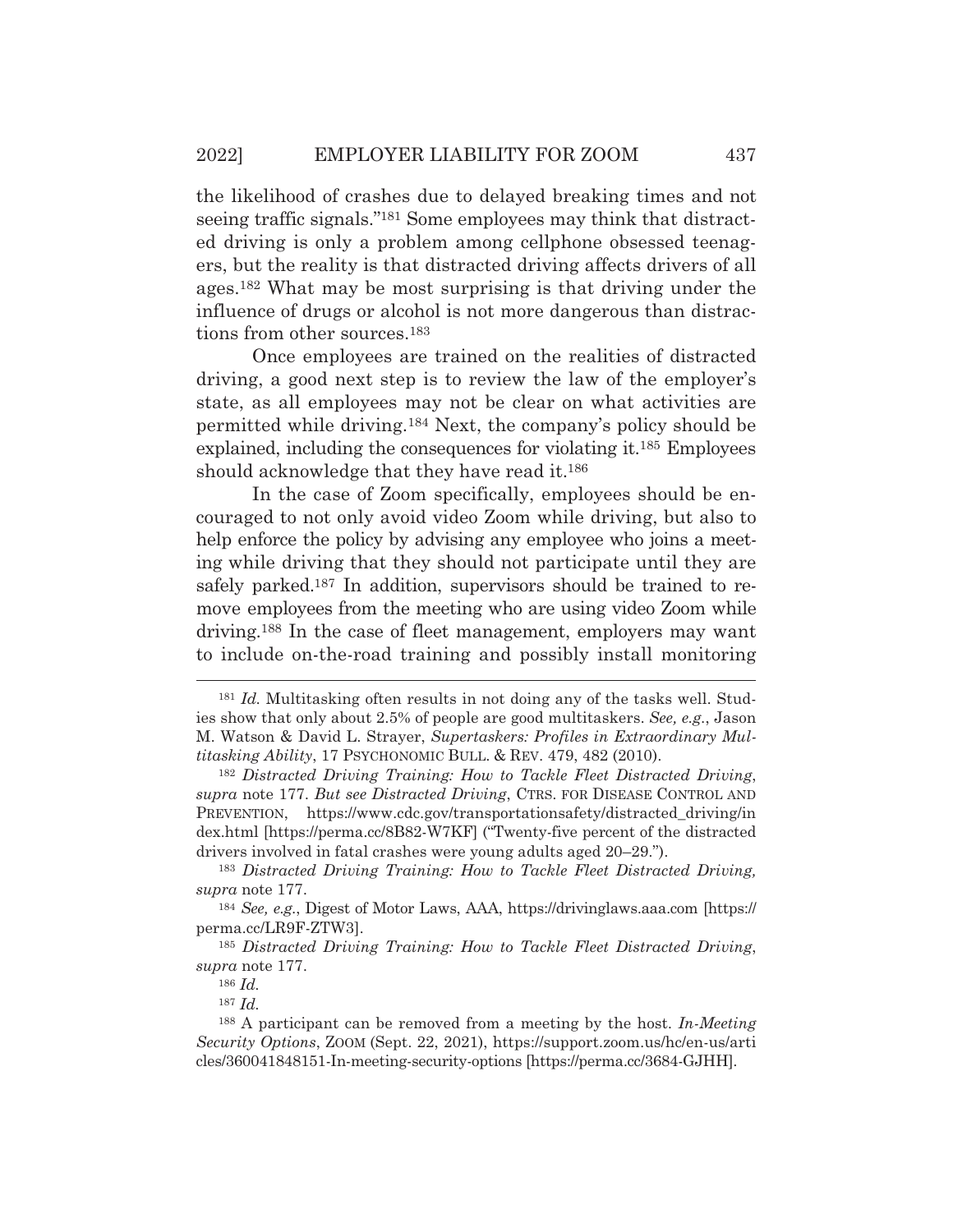the likelihood of crashes due to delayed breaking times and not seeing traffic signals."[181] Some employees may think that distracted driving is only a problem among cellphone obsessed teenagers, but the reality is that distracted driving affects drivers of all ages.[182] What may be most surprising is that driving under the influence of drugs or alcohol is not more dangerous than distractions from other sources.[183]

Once employees are trained on the realities of distracted driving, a good next step is to review the law of the employer's state, as all employees may not be clear on what activities are permitted while driving.[184] Next, the company's policy should be explained, including the consequences for violating it.[185] Employees should acknowledge that they have read it.[186]

In the case of Zoom specifically, employees should be encouraged to not only avoid video Zoom while driving, but also to help enforce the policy by advising any employee who joins a meeting while driving that they should not participate until they are safely parked.[187] In addition, supervisors should be trained to remove employees from the meeting who are using video Zoom while driving.[188] In the case of fleet management, employers may want to include on-the-road training and possibly install monitoring

---

[181] *Id.* Multitasking often results in not doing any of the tasks well. Studies show that only about 2.5% of people are good multitaskers. *See, e.g.*, Jason M. Watson & David L. Strayer, *Supertaskers: Profiles in Extraordinary Multitasking Ability*, 17 PSYCHONOMIC BULL. & REV. 479, 482 (2010).

[182] *Distracted Driving Training: How to Tackle Fleet Distracted Driving*, *supra* note 177. *But see Distracted Driving*, CTRS. FOR DISEASE CONTROL AND PREVENTION, https://www.cdc.gov/transportationsafety/distracted_driving/index.html [https://perma.cc/8B82-W7KF] ("Twenty-five percent of the distracted drivers involved in fatal crashes were young adults aged 20–29.").

[183] *Distracted Driving Training: How to Tackle Fleet Distracted Driving, supra* note 177.

[184] *See, e.g.*, Digest of Motor Laws, AAA, https://drivinglaws.aaa.com [https://perma.cc/LR9F-ZTW3].

[185] *Distracted Driving Training: How to Tackle Fleet Distracted Driving*, *supra* note 177.

[186] *Id.*

[187] *Id.*

[188] A participant can be removed from a meeting by the host. *In-Meeting Security Options*, ZOOM (Sept. 22, 2021), https://support.zoom.us/hc/en-us/articles/360041848151-In-meeting-security-options [https://perma.cc/3684-GJHH].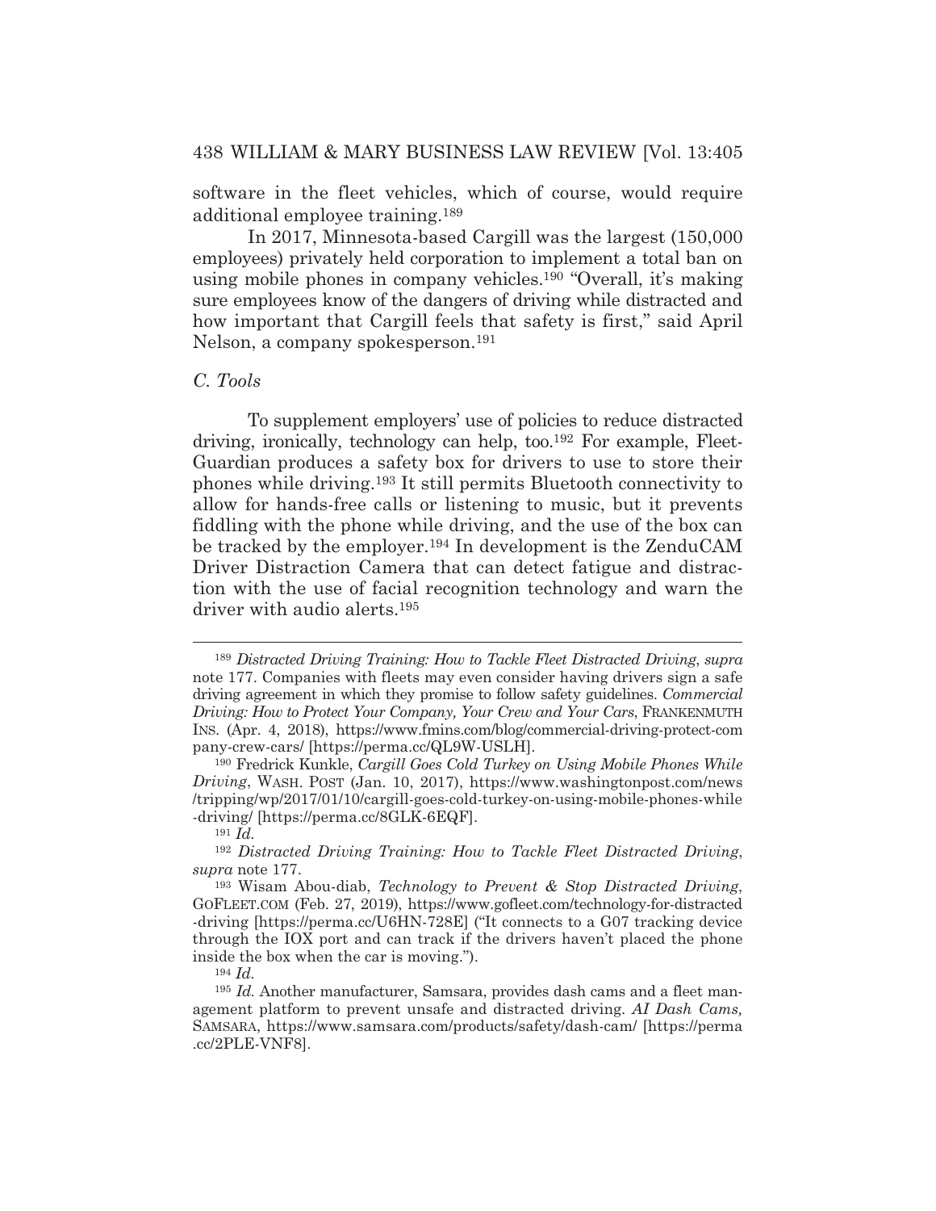software in the fleet vehicles, which of course, would require additional employee training.[189]

In 2017, Minnesota-based Cargill was the largest (150,000 employees) privately held corporation to implement a total ban on using mobile phones in company vehicles.[190] "Overall, it's making sure employees know of the dangers of driving while distracted and how important that Cargill feels that safety is first," said April Nelson, a company spokesperson.[191]

### *C. Tools*

To supplement employers' use of policies to reduce distracted driving, ironically, technology can help, too.[192] For example, Fleet-Guardian produces a safety box for drivers to use to store their phones while driving.[193] It still permits Bluetooth connectivity to allow for hands-free calls or listening to music, but it prevents fiddling with the phone while driving, and the use of the box can be tracked by the employer.[194] In development is the ZenduCAM Driver Distraction Camera that can detect fatigue and distraction with the use of facial recognition technology and warn the driver with audio alerts.[195]

---

[189] *Distracted Driving Training: How to Tackle Fleet Distracted Driving*, *supra* note 177. Companies with fleets may even consider having drivers sign a safe driving agreement in which they promise to follow safety guidelines. *Commercial Driving: How to Protect Your Company, Your Crew and Your Cars*, FRANKENMUTH INS. (Apr. 4, 2018), https://www.fmins.com/blog/commercial-driving-protect-company-crew-cars/ [https://perma.cc/QL9W-USLH].

[190] Fredrick Kunkle, *Cargill Goes Cold Turkey on Using Mobile Phones While Driving*, WASH. POST (Jan. 10, 2017), https://www.washingtonpost.com/news/tripping/wp/2017/01/10/cargill-goes-cold-turkey-on-using-mobile-phones-while-driving/ [https://perma.cc/8GLK-6EQF].

[191] *Id.*

[192] *Distracted Driving Training: How to Tackle Fleet Distracted Driving*, *supra* note 177.

[193] Wisam Abou-diab, *Technology to Prevent & Stop Distracted Driving*, GOFLEET.COM (Feb. 27, 2019), https://www.gofleet.com/technology-for-distracted-driving [https://perma.cc/U6HN-728E] ("It connects to a G07 tracking device through the IOX port and can track if the drivers haven't placed the phone inside the box when the car is moving.").

[194] *Id.*

[195] *Id.* Another manufacturer, Samsara, provides dash cams and a fleet management platform to prevent unsafe and distracted driving. *AI Dash Cams,* SAMSARA, https://www.samsara.com/products/safety/dash-cam/ [https://perma.cc/2PLE-VNF8].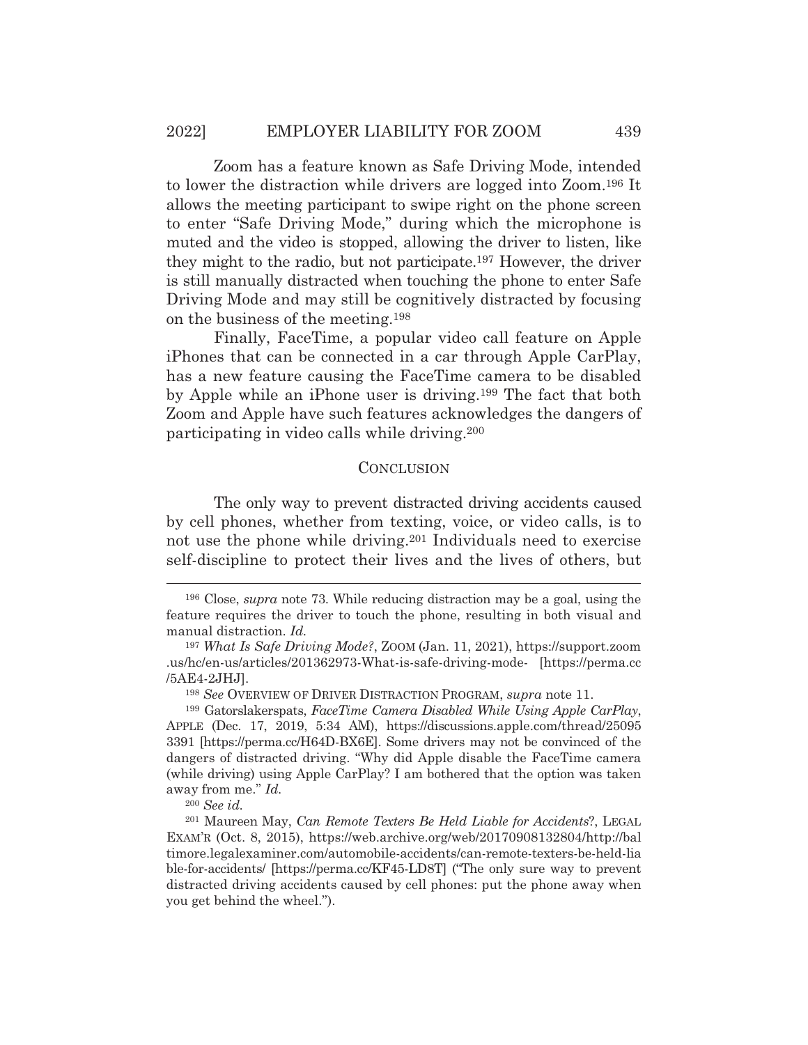Zoom has a feature known as Safe Driving Mode, intended to lower the distraction while drivers are logged into Zoom.[196] It allows the meeting participant to swipe right on the phone screen to enter "Safe Driving Mode," during which the microphone is muted and the video is stopped, allowing the driver to listen, like they might to the radio, but not participate.[197] However, the driver is still manually distracted when touching the phone to enter Safe Driving Mode and may still be cognitively distracted by focusing on the business of the meeting.[198]

Finally, FaceTime, a popular video call feature on Apple iPhones that can be connected in a car through Apple CarPlay, has a new feature causing the FaceTime camera to be disabled by Apple while an iPhone user is driving.[199] The fact that both Zoom and Apple have such features acknowledges the dangers of participating in video calls while driving.[200]

## CONCLUSION

The only way to prevent distracted driving accidents caused by cell phones, whether from texting, voice, or video calls, is to not use the phone while driving.[201] Individuals need to exercise self-discipline to protect their lives and the lives of others, but

---

[196] Close, *supra* note 73. While reducing distraction may be a goal, using the feature requires the driver to touch the phone, resulting in both visual and manual distraction. *Id.*

[197] *What Is Safe Driving Mode?*, ZOOM (Jan. 11, 2021), https://support.zoom.us/hc/en-us/articles/201362973-What-is-safe-driving-mode- [https://perma.cc/5AE4-2JHJ].

[198] *See* OVERVIEW OF DRIVER DISTRACTION PROGRAM, *supra* note 11.

[199] Gatorslakerspats, *FaceTime Camera Disabled While Using Apple CarPlay*, APPLE (Dec. 17, 2019, 5:34 AM), https://discussions.apple.com/thread/250953391 [https://perma.cc/H64D-BX6E]. Some drivers may not be convinced of the dangers of distracted driving. "Why did Apple disable the FaceTime camera (while driving) using Apple CarPlay? I am bothered that the option was taken away from me." *Id.*

[200] *See id.*

[201] Maureen May, *Can Remote Texters Be Held Liable for Accidents*?, LEGAL EXAM'R (Oct. 8, 2015), https://web.archive.org/web/20170908132804/http://baltimore.legalexaminer.com/automobile-accidents/can-remote-texters-be-held-liable-for-accidents/ [https://perma.cc/KF45-LD8T] ("The only sure way to prevent distracted driving accidents caused by cell phones: put the phone away when you get behind the wheel.").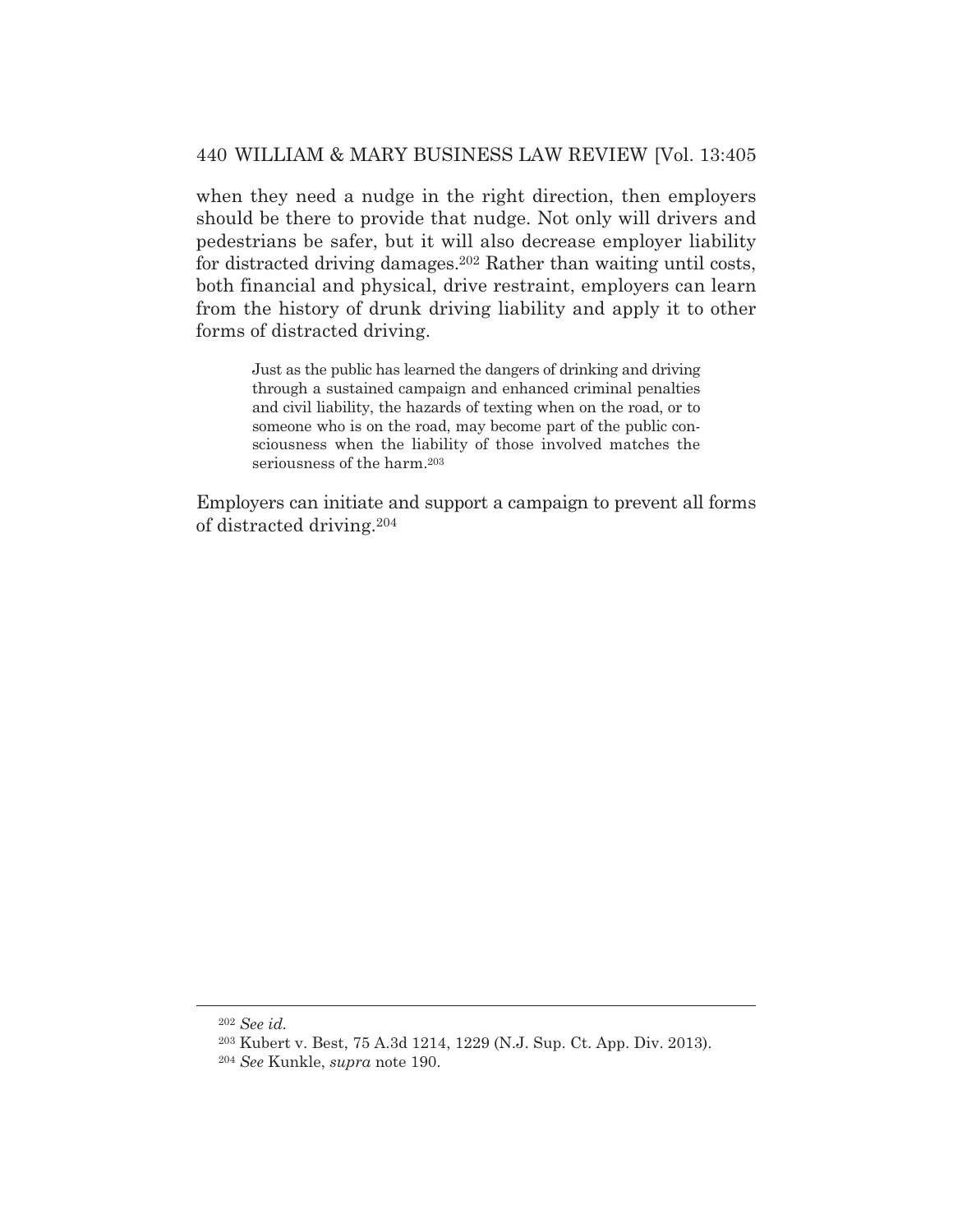when they need a nudge in the right direction, then employers should be there to provide that nudge. Not only will drivers and pedestrians be safer, but it will also decrease employer liability for distracted driving damages.[202] Rather than waiting until costs, both financial and physical, drive restraint, employers can learn from the history of drunk driving liability and apply it to other forms of distracted driving.

> Just as the public has learned the dangers of drinking and driving through a sustained campaign and enhanced criminal penalties and civil liability, the hazards of texting when on the road, or to someone who is on the road, may become part of the public consciousness when the liability of those involved matches the seriousness of the harm.[203]

Employers can initiate and support a campaign to prevent all forms of distracted driving.[204]

---

[202] *See id.*

[203] Kubert v. Best, 75 A.3d 1214, 1229 (N.J. Sup. Ct. App. Div. 2013).

[204] *See* Kunkle, *supra* note 190.